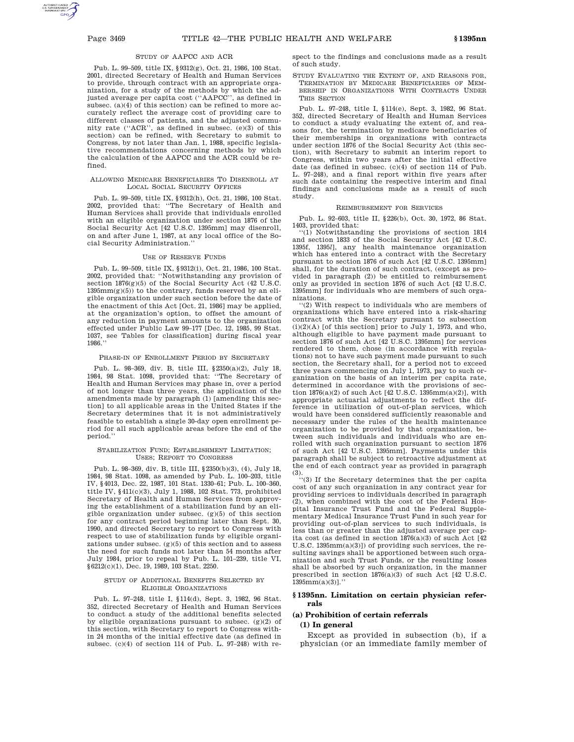STUDY OF AAPCC AND ACR

Pub. L. 99–509, title IX, §9312(g), Oct. 21, 1986, 100 Stat. 2001, directed Secretary of Health and Human Services to provide, through contract with an appropriate organization, for a study of the methods by which the adjusted average per capita cost (''AAPCC'', as defined in subsec. (a)(4) of this section) can be refined to more accurately reflect the average cost of providing care to different classes of patients, and the adjusted community rate (''ACR'', as defined in subsec. (e)(3) of this section) can be refined, with Secretary to submit to Congress, by not later than Jan. 1, 1988, specific legislative recommendations concerning methods by which the calculation of the AAPCC and the ACR could be refined.

ALLOWING MEDICARE BENEFICIARIES TO DISENROLL AT LOCAL SOCIAL SECURITY OFFICES

Pub. L. 99–509, title IX, §9312(h), Oct. 21, 1986, 100 Stat. 2002, provided that: ''The Secretary of Health and Human Services shall provide that individuals enrolled with an eligible organization under section 1876 of the Social Security Act [42 U.S.C. 1395mm] may disenroll, on and after June 1, 1987, at any local office of the Social Security Administration.''

USE OF RESERVE FUNDS

Pub. L. 99–509, title IX, §9312(i), Oct. 21, 1986, 100 Stat. 2002, provided that: ''Notwithstanding any provision of section 1876(g)(5) of the Social Security Act (42 U.S.C. 1395mm(g)(5)) to the contrary, funds reserved by an eligible organization under such section before the date of the enactment of this Act [Oct. 21, 1986] may be applied, at the organization's option, to offset the amount of any reduction in payment amounts to the organization effected under Public Law 99–177 [Dec. 12, 1985, 99 Stat. 1037, see Tables for classification] during fiscal year 1986.''

PHASE-IN OF ENROLLMENT PERIOD BY SECRETARY

Pub. L. 98–369, div. B, title III, §2350(a)(2), July 18, 1984, 98 Stat. 1098, provided that: ''The Secretary of Health and Human Services may phase in, over a period of not longer than three years, the application of the amendments made by paragraph (1) [amending this section] to all applicable areas in the United States if the Secretary determines that it is not administratively feasible to establish a single 30-day open enrollment period for all such applicable areas before the end of the period.''

STABILIZATION FUND; ESTABLISHMENT LIMITATION; USES; REPORT TO CONGRESS

Pub. L. 98–369, div. B, title III, §2350(b)(3), (4), July 18, 1984, 98 Stat. 1098, as amended by Pub. L. 100–203, title IV, §4013, Dec. 22, 1987, 101 Stat. 1330–61; Pub. L. 100–360, title IV, §411(c)(3), July 1, 1988, 102 Stat. 773, prohibited Secretary of Health and Human Services from approving the establishment of a stabilization fund by an eligible organization under subsec. (g)(5) of this section for any contract period beginning later than Sept. 30, 1990, and directed Secretary to report to Congress with respect to use of stabilization funds by eligible organizations under subsec. (g)(5) of this section and to assess the need for such funds not later than 54 months after July 1984, prior to repeal by Pub. L. 101–239, title VI, §6212(c)(1), Dec. 19, 1989, 103 Stat. 2250.

STUDY OF ADDITIONAL BENEFITS SELECTED BY ELIGIBLE ORGANIZATIONS

Pub. L. 97–248, title I, §114(d), Sept. 3, 1982, 96 Stat. 352, directed Secretary of Health and Human Services to conduct a study of the additional benefits selected by eligible organizations pursuant to subsec. (g)(2) of this section, with Secretary to report to Congress within 24 months of the initial effective date (as defined in subsec. (c)(4) of section 114 of Pub. L. 97–248) with respect to the findings and conclusions made as a result of such study.

STUDY EVALUATING THE EXTENT OF, AND REASONS FOR, TERMINATION BY MEDICARE BENEFICIARIES OF MEMBERSHIP IN ORGANIZATIONS WITH CONTRACTS UNDER THIS SECTION

Pub. L. 97–248, title I, §114(e), Sept. 3, 1982, 96 Stat. 352, directed Secretary of Health and Human Services to conduct a study evaluating the extent of, and reasons for, the termination by medicare beneficiaries of their memberships in organizations with contracts under section 1876 of the Social Security Act (this section), with Secretary to submit an interim report to Congress, within two years after the initial effective date (as defined in subsec. (c)(4) of section 114 of Pub. L. 97–248), and a final report within five years after such date containing the respective interim and final findings and conclusions made as a result of such study.

REIMBURSEMENT FOR SERVICES

Pub. L. 92–603, title II, §226(b), Oct. 30, 1972, 86 Stat. 1403, provided that:

''(1) Notwithstanding the provisions of section 1814 and section 1833 of the Social Security Act [42 U.S.C. 1395f, 1395l], any health maintenance organization which has entered into a contract with the Secretary pursuant to section 1876 of such Act [42 U.S.C. 1395mm] shall, for the duration of such contract, (except as provided in paragraph (2)) be entitled to reimbursement only as provided in section 1876 of such Act [42 U.S.C. 1395mm] for individuals who are members of such organizations.

''(2) With respect to individuals who are members of organizations which have entered into a risk-sharing contract with the Secretary pursuant to subsection (i)(2)(A) [of this section] prior to July 1, 1973, and who, although eligible to have payment made pursuant to section 1876 of such Act [42 U.S.C. 1395mm] for services rendered to them, chose (in accordance with regulations) not to have such payment made pursuant to such section, the Secretary shall, for a period not to exceed three years commencing on July 1, 1973, pay to such organization on the basis of an interim per capita rate, determined in accordance with the provisions of section 1876(a)(2) of such Act [42 U.S.C. 1395mm(a)(2)], with appropriate actuarial adjustments to reflect the difference in utilization of out-of-plan services, which would have been considered sufficiently reasonable and necessary under the rules of the health maintenance organization to be provided by that organization, between such individuals and individuals who are enrolled with such organization pursuant to section 1876 of such Act [42 U.S.C. 1395mm]. Payments under this paragraph shall be subject to retroactive adjustment at the end of each contract year as provided in paragraph (3).

''(3) If the Secretary determines that the per capita cost of any such organization in any contract year for providing services to individuals described in paragraph (2), when combined with the cost of the Federal Hospital Insurance Trust Fund and the Federal Supplementary Medical Insurance Trust Fund in such year for providing out-of-plan services to such individuals, is less than or greater than the adjusted average per capita cost (as defined in section 1876(a)(3) of such Act [42 U.S.C. 1395mm(a)(3)]) of providing such services, the resulting savings shall be apportioned between such organization and such Trust Funds, or the resulting losses shall be absorbed by such organization, in the manner prescribed in section 1876(a)(3) of such Act [42 U.S.C. 1395mm(a)(3)].''

## §1395nn. Limitation on certain physician referrals

### (a) Prohibition of certain referrals

#### (1) In general

Except as provided in subsection (b), if a physician (or an immediate family member of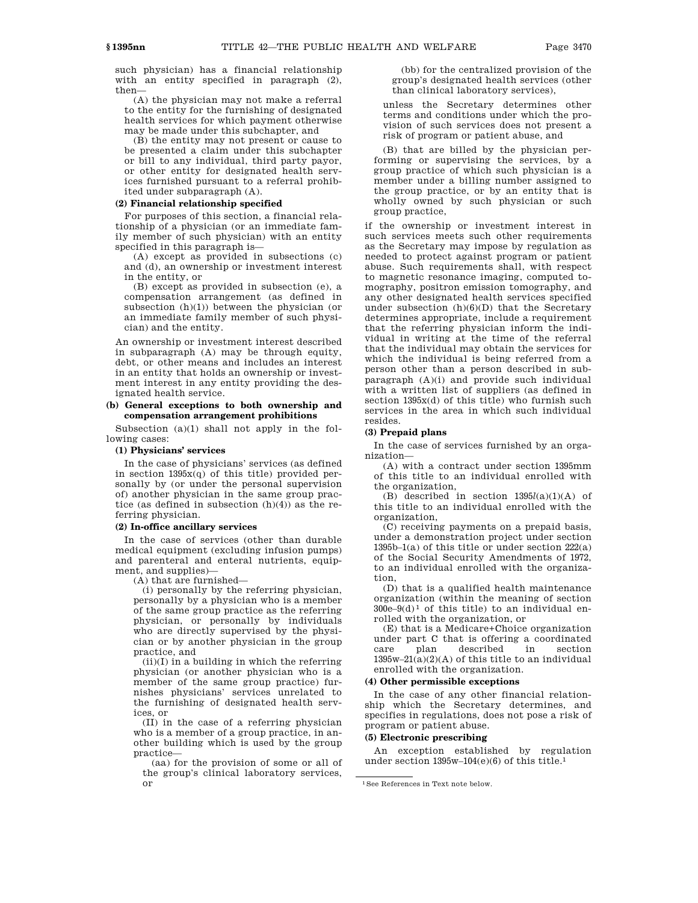such physician) has a financial relationship with an entity specified in paragraph (2), then—

(A) the physician may not make a referral to the entity for the furnishing of designated health services for which payment otherwise may be made under this subchapter, and

(B) the entity may not present or cause to be presented a claim under this subchapter or bill to any individual, third party payor, or other entity for designated health services furnished pursuant to a referral prohibited under subparagraph (A).

#### (2) Financial relationship specified

For purposes of this section, a financial relationship of a physician (or an immediate family member of such physician) with an entity specified in this paragraph is—

(A) except as provided in subsections (c) and (d), an ownership or investment interest in the entity, or

(B) except as provided in subsection (e), a compensation arrangement (as defined in subsection (h)(1)) between the physician (or an immediate family member of such physician) and the entity.

An ownership or investment interest described in subparagraph (A) may be through equity, debt, or other means and includes an interest in an entity that holds an ownership or investment interest in any entity providing the designated health service.

### (b) General exceptions to both ownership and compensation arrangement prohibitions

Subsection (a)(1) shall not apply in the following cases:

#### (1) Physicians' services

In the case of physicians' services (as defined in section 1395x(q) of this title) provided personally by (or under the personal supervision of) another physician in the same group practice (as defined in subsection (h)(4)) as the referring physician.

#### (2) In-office ancillary services

In the case of services (other than durable medical equipment (excluding infusion pumps) and parenteral and enteral nutrients, equipment, and supplies)—

(A) that are furnished—

(i) personally by the referring physician, personally by a physician who is a member of the same group practice as the referring physician, or personally by individuals who are directly supervised by the physician or by another physician in the group practice, and

(ii)(I) in a building in which the referring physician (or another physician who is a member of the same group practice) furnishes physicians' services unrelated to the furnishing of designated health services, or

(II) in the case of a referring physician who is a member of a group practice, in another building which is used by the group practice—

(aa) for the provision of some or all of the group's clinical laboratory services, or

(bb) for the centralized provision of the group's designated health services (other than clinical laboratory services),

unless the Secretary determines other terms and conditions under which the provision of such services does not present a risk of program or patient abuse, and

(B) that are billed by the physician performing or supervising the services, by a group practice of which such physician is a member under a billing number assigned to the group practice, or by an entity that is wholly owned by such physician or such group practice,

if the ownership or investment interest in such services meets such other requirements as the Secretary may impose by regulation as needed to protect against program or patient abuse. Such requirements shall, with respect to magnetic resonance imaging, computed tomography, positron emission tomography, and any other designated health services specified under subsection (h)(6)(D) that the Secretary determines appropriate, include a requirement that the referring physician inform the individual in writing at the time of the referral that the individual may obtain the services for which the individual is being referred from a person other than a person described in subparagraph (A)(i) and provide such individual with a written list of suppliers (as defined in section 1395x(d) of this title) who furnish such services in the area in which such individual resides.

#### (3) Prepaid plans

In the case of services furnished by an organization—

(A) with a contract under section 1395mm of this title to an individual enrolled with the organization,

(B) described in section 1395*l*(a)(1)(A) of this title to an individual enrolled with the organization,

(C) receiving payments on a prepaid basis, under a demonstration project under section 1395b–1(a) of this title or under section 222(a) of the Social Security Amendments of 1972, to an individual enrolled with the organization,

(D) that is a qualified health maintenance organization (within the meaning of section 300e–9(d)[1] of this title) to an individual enrolled with the organization, or

(E) that is a Medicare+Choice organization under part C that is offering a coordinated care plan described in section 1395w–21(a)(2)(A) of this title to an individual enrolled with the organization.

#### (4) Other permissible exceptions

In the case of any other financial relationship which the Secretary determines, and specifies in regulations, does not pose a risk of program or patient abuse.

#### (5) Electronic prescribing

An exception established by regulation under section 1395w–104(e)(6) of this title.[1]

[1] See References in Text note below.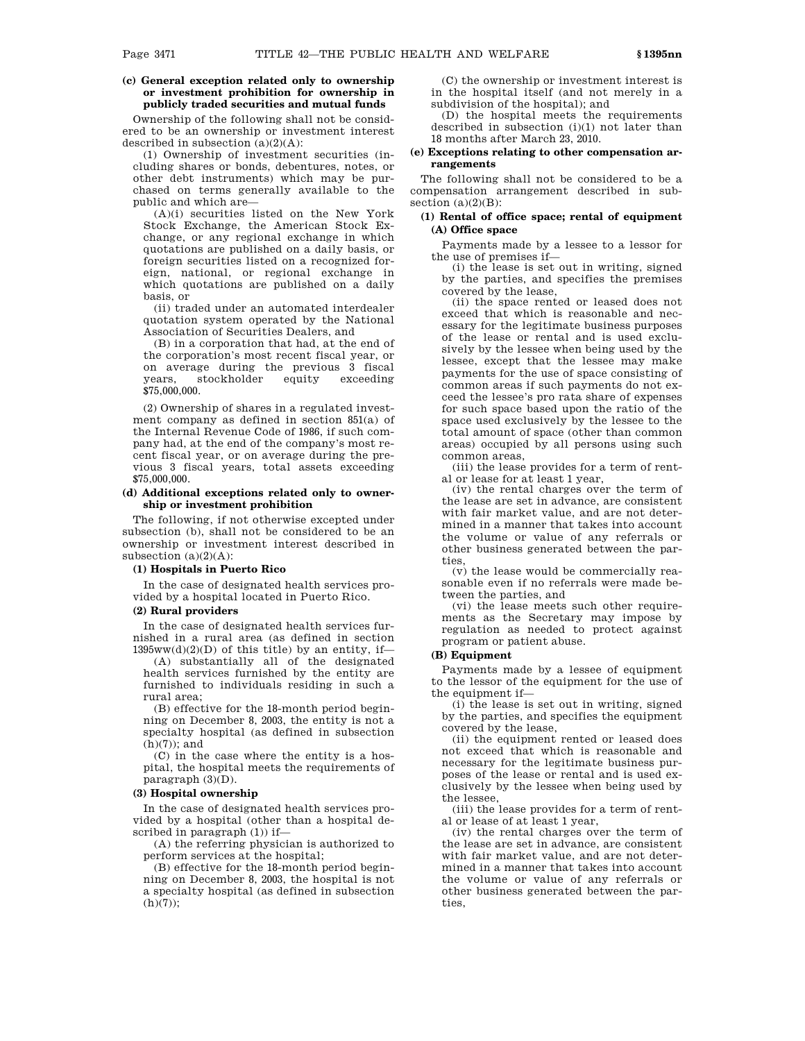### (c) General exception related only to ownership or investment prohibition for ownership in publicly traded securities and mutual funds

Ownership of the following shall not be considered to be an ownership or investment interest described in subsection (a)(2)(A):

(1) Ownership of investment securities (including shares or bonds, debentures, notes, or other debt instruments) which may be purchased on terms generally available to the public and which are—

(A)(i) securities listed on the New York Stock Exchange, the American Stock Exchange, or any regional exchange in which quotations are published on a daily basis, or foreign securities listed on a recognized foreign, national, or regional exchange in which quotations are published on a daily basis, or

(ii) traded under an automated interdealer quotation system operated by the National Association of Securities Dealers, and

(B) in a corporation that had, at the end of the corporation's most recent fiscal year, or on average during the previous 3 fiscal years, stockholder equity exceeding $75,000,000.

(2) Ownership of shares in a regulated investment company as defined in section 851(a) of the Internal Revenue Code of 1986, if such company had, at the end of the company's most recent fiscal year, or on average during the previous 3 fiscal years, total assets exceeding $75,000,000.

### (d) Additional exceptions related only to ownership or investment prohibition

The following, if not otherwise excepted under subsection (b), shall not be considered to be an ownership or investment interest described in subsection (a)(2)(A):

#### (1) Hospitals in Puerto Rico

In the case of designated health services provided by a hospital located in Puerto Rico.

#### (2) Rural providers

In the case of designated health services furnished in a rural area (as defined in section 1395ww(d)(2)(D) of this title) by an entity, if—

(A) substantially all of the designated health services furnished by the entity are furnished to individuals residing in such a rural area;

(B) effective for the 18-month period beginning on December 8, 2003, the entity is not a specialty hospital (as defined in subsection (h)(7)); and

(C) in the case where the entity is a hospital, the hospital meets the requirements of paragraph (3)(D).

#### (3) Hospital ownership

In the case of designated health services provided by a hospital (other than a hospital described in paragraph (1)) if—

(A) the referring physician is authorized to perform services at the hospital;

(B) effective for the 18-month period beginning on December 8, 2003, the hospital is not a specialty hospital (as defined in subsection (h)(7));

(C) the ownership or investment interest is in the hospital itself (and not merely in a subdivision of the hospital); and

(D) the hospital meets the requirements described in subsection (i)(1) not later than 18 months after March 23, 2010.

### (e) Exceptions relating to other compensation arrangements

The following shall not be considered to be a compensation arrangement described in subsection (a)(2)(B):

#### (1) Rental of office space; rental of equipment

##### (A) Office space

Payments made by a lessee to a lessor for the use of premises if—

(i) the lease is set out in writing, signed by the parties, and specifies the premises covered by the lease,

(ii) the space rented or leased does not exceed that which is reasonable and necessary for the legitimate business purposes of the lease or rental and is used exclusively by the lessee when being used by the lessee, except that the lessee may make payments for the use of space consisting of common areas if such payments do not exceed the lessee's pro rata share of expenses for such space based upon the ratio of the space used exclusively by the lessee to the total amount of space (other than common areas) occupied by all persons using such common areas,

(iii) the lease provides for a term of rental or lease for at least 1 year,

(iv) the rental charges over the term of the lease are set in advance, are consistent with fair market value, and are not determined in a manner that takes into account the volume or value of any referrals or other business generated between the parties,

(v) the lease would be commercially reasonable even if no referrals were made between the parties, and

(vi) the lease meets such other requirements as the Secretary may impose by regulation as needed to protect against program or patient abuse.

##### (B) Equipment

Payments made by a lessee of equipment to the lessor of the equipment for the use of the equipment if—

(i) the lease is set out in writing, signed by the parties, and specifies the equipment covered by the lease,

(ii) the equipment rented or leased does not exceed that which is reasonable and necessary for the legitimate business purposes of the lease or rental and is used exclusively by the lessee when being used by the lessee,

(iii) the lease provides for a term of rental or lease of at least 1 year,

(iv) the rental charges over the term of the lease are set in advance, are consistent with fair market value, and are not determined in a manner that takes into account the volume or value of any referrals or other business generated between the parties,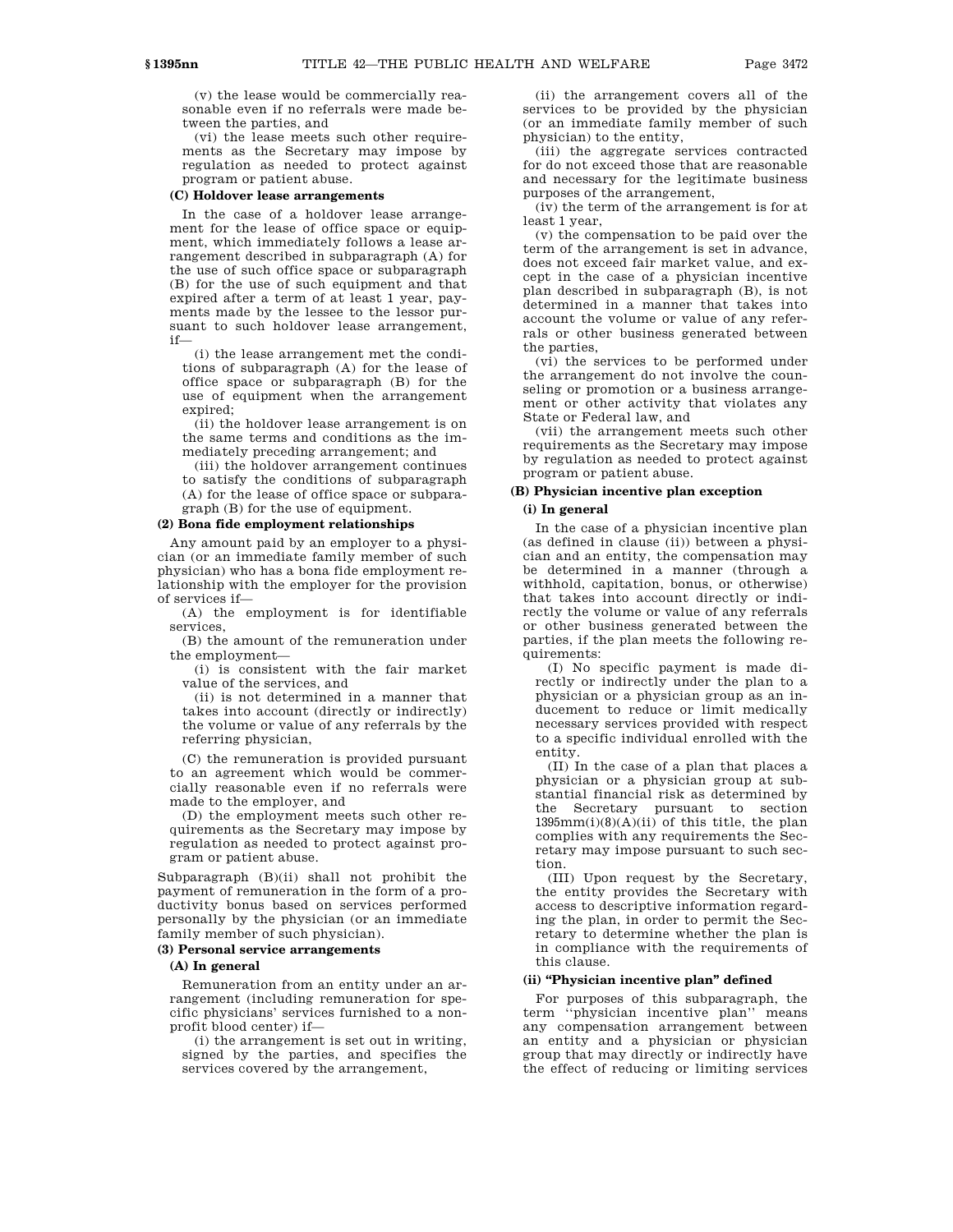(v) the lease would be commercially reasonable even if no referrals were made between the parties, and

(vi) the lease meets such other requirements as the Secretary may impose by regulation as needed to protect against program or patient abuse.

#### (C) Holdover lease arrangements

In the case of a holdover lease arrangement for the lease of office space or equipment, which immediately follows a lease arrangement described in subparagraph (A) for the use of such office space or subparagraph (B) for the use of such equipment and that expired after a term of at least 1 year, payments made by the lessee to the lessor pursuant to such holdover lease arrangement, if—

(i) the lease arrangement met the conditions of subparagraph (A) for the lease of office space or subparagraph (B) for the use of equipment when the arrangement expired;

(ii) the holdover lease arrangement is on the same terms and conditions as the immediately preceding arrangement; and

(iii) the holdover arrangement continues to satisfy the conditions of subparagraph (A) for the lease of office space or subparagraph (B) for the use of equipment.

### (2) Bona fide employment relationships

Any amount paid by an employer to a physician (or an immediate family member of such physician) who has a bona fide employment relationship with the employer for the provision of services if—

(A) the employment is for identifiable services,

(B) the amount of the remuneration under the employment—

(i) is consistent with the fair market value of the services, and

(ii) is not determined in a manner that takes into account (directly or indirectly) the volume or value of any referrals by the referring physician,

(C) the remuneration is provided pursuant to an agreement which would be commercially reasonable even if no referrals were made to the employer, and

(D) the employment meets such other requirements as the Secretary may impose by regulation as needed to protect against program or patient abuse.

Subparagraph (B)(ii) shall not prohibit the payment of remuneration in the form of a productivity bonus based on services performed personally by the physician (or an immediate family member of such physician).

### (3) Personal service arrangements

#### (A) In general

Remuneration from an entity under an arrangement (including remuneration for specific physicians' services furnished to a nonprofit blood center) if—

(i) the arrangement is set out in writing, signed by the parties, and specifies the services covered by the arrangement,

(ii) the arrangement covers all of the services to be provided by the physician (or an immediate family member of such physician) to the entity,

(iii) the aggregate services contracted for do not exceed those that are reasonable and necessary for the legitimate business purposes of the arrangement,

(iv) the term of the arrangement is for at least 1 year,

(v) the compensation to be paid over the term of the arrangement is set in advance, does not exceed fair market value, and except in the case of a physician incentive plan described in subparagraph (B), is not determined in a manner that takes into account the volume or value of any referrals or other business generated between the parties,

(vi) the services to be performed under the arrangement do not involve the counseling or promotion or a business arrangement or other activity that violates any State or Federal law, and

(vii) the arrangement meets such other requirements as the Secretary may impose by regulation as needed to protect against program or patient abuse.

#### (B) Physician incentive plan exception

##### (i) In general

In the case of a physician incentive plan (as defined in clause (ii)) between a physician and an entity, the compensation may be determined in a manner (through a withhold, capitation, bonus, or otherwise) that takes into account directly or indirectly the volume or value of any referrals or other business generated between the parties, if the plan meets the following requirements:

(I) No specific payment is made directly or indirectly under the plan to a physician or a physician group as an inducement to reduce or limit medically necessary services provided with respect to a specific individual enrolled with the entity.

(II) In the case of a plan that places a physician or a physician group at substantial financial risk as determined by the Secretary pursuant to section 1395mm(i)(8)(A)(ii) of this title, the plan complies with any requirements the Secretary may impose pursuant to such section.

(III) Upon request by the Secretary, the entity provides the Secretary with access to descriptive information regarding the plan, in order to permit the Secretary to determine whether the plan is in compliance with the requirements of this clause.

##### (ii) "Physician incentive plan" defined

For purposes of this subparagraph, the term ''physician incentive plan'' means any compensation arrangement between an entity and a physician or physician group that may directly or indirectly have the effect of reducing or limiting services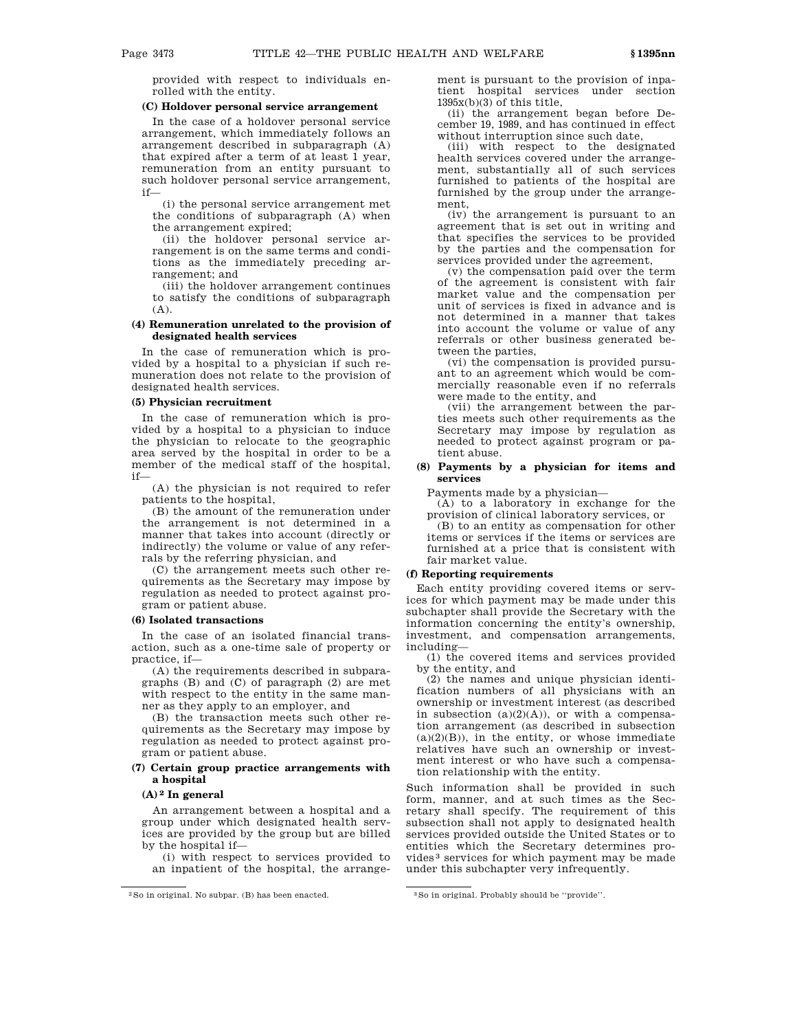provided with respect to individuals enrolled with the entity.

**(C) Holdover personal service arrangement**

In the case of a holdover personal service arrangement, which immediately follows an arrangement described in subparagraph (A) that expired after a term of at least 1 year, remuneration from an entity pursuant to such holdover personal service arrangement, if—

(i) the personal service arrangement met the conditions of subparagraph (A) when the arrangement expired;

(ii) the holdover personal service arrangement is on the same terms and conditions as the immediately preceding arrangement; and

(iii) the holdover arrangement continues to satisfy the conditions of subparagraph (A).

**(4) Remuneration unrelated to the provision of designated health services**

In the case of remuneration which is provided by a hospital to a physician if such remuneration does not relate to the provision of designated health services.

**(5) Physician recruitment**

In the case of remuneration which is provided by a hospital to a physician to induce the physician to relocate to the geographic area served by the hospital in order to be a member of the medical staff of the hospital, if—

(A) the physician is not required to refer patients to the hospital,

(B) the amount of the remuneration under the arrangement is not determined in a manner that takes into account (directly or indirectly) the volume or value of any referrals by the referring physician, and

(C) the arrangement meets such other requirements as the Secretary may impose by regulation as needed to protect against program or patient abuse.

**(6) Isolated transactions**

In the case of an isolated financial transaction, such as a one-time sale of property or practice, if—

(A) the requirements described in subparagraphs (B) and (C) of paragraph (2) are met with respect to the entity in the same manner as they apply to an employer, and

(B) the transaction meets such other requirements as the Secretary may impose by regulation as needed to protect against program or patient abuse.

**(7) Certain group practice arrangements with a hospital**

**(A)[2] In general**

An arrangement between a hospital and a group under which designated health services are provided by the group but are billed by the hospital if—

(i) with respect to services provided to an inpatient of the hospital, the arrangement is pursuant to the provision of inpatient hospital services under section 1395x(b)(3) of this title,

(ii) the arrangement began before December 19, 1989, and has continued in effect without interruption since such date,

(iii) with respect to the designated health services covered under the arrangement, substantially all of such services furnished to patients of the hospital are furnished by the group under the arrangement,

(iv) the arrangement is pursuant to an agreement that is set out in writing and that specifies the services to be provided by the parties and the compensation for services provided under the agreement,

(v) the compensation paid over the term of the agreement is consistent with fair market value and the compensation per unit of services is fixed in advance and is not determined in a manner that takes into account the volume or value of any referrals or other business generated between the parties,

(vi) the compensation is provided pursuant to an agreement which would be commercially reasonable even if no referrals were made to the entity, and

(vii) the arrangement between the parties meets such other requirements as the Secretary may impose by regulation as needed to protect against program or patient abuse.

**(8) Payments by a physician for items and services**

Payments made by a physician—

(A) to a laboratory in exchange for the provision of clinical laboratory services, or

(B) to an entity as compensation for other items or services if the items or services are furnished at a price that is consistent with fair market value.

**(f) Reporting requirements**

Each entity providing covered items or services for which payment may be made under this subchapter shall provide the Secretary with the information concerning the entity's ownership, investment, and compensation arrangements, including—

(1) the covered items and services provided by the entity, and

(2) the names and unique physician identification numbers of all physicians with an ownership or investment interest (as described in subsection (a)(2)(A)), or with a compensation arrangement (as described in subsection (a)(2)(B)), in the entity, or whose immediate relatives have such an ownership or investment interest or who have such a compensation relationship with the entity.

Such information shall be provided in such form, manner, and at such times as the Secretary shall specify. The requirement of this subsection shall not apply to designated health services provided outside the United States or to entities which the Secretary determines provides[3] services for which payment may be made under this subchapter very infrequently.

[2] So in original. No subpar. (B) has been enacted.

[3] So in original. Probably should be "provide".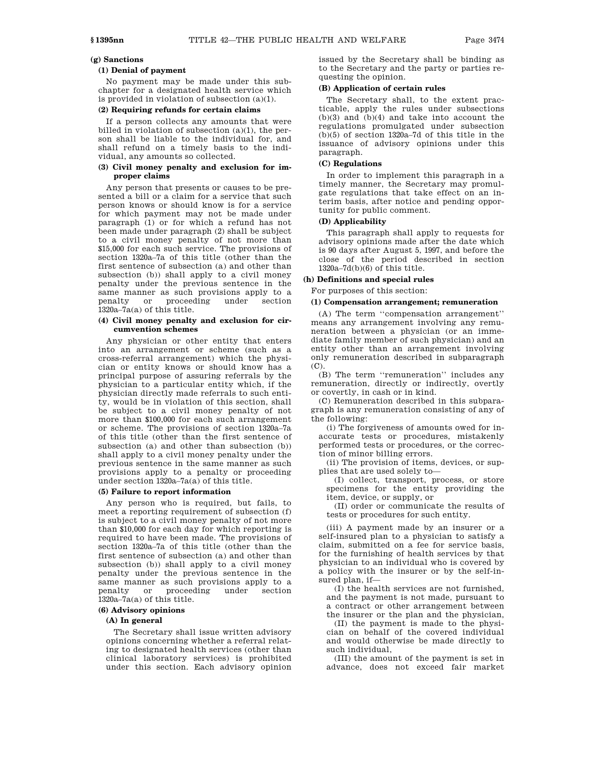### (g) Sanctions

#### (1) Denial of payment

No payment may be made under this subchapter for a designated health service which is provided in violation of subsection (a)(1).

#### (2) Requiring refunds for certain claims

If a person collects any amounts that were billed in violation of subsection (a)(1), the person shall be liable to the individual for, and shall refund on a timely basis to the individual, any amounts so collected.

#### (3) Civil money penalty and exclusion for improper claims

Any person that presents or causes to be presented a bill or a claim for a service that such person knows or should know is for a service for which payment may not be made under paragraph (1) or for which a refund has not been made under paragraph (2) shall be subject to a civil money penalty of not more than $15,000 for each such service. The provisions of section 1320a–7a of this title (other than the first sentence of subsection (a) and other than subsection (b)) shall apply to a civil money penalty under the previous sentence in the same manner as such provisions apply to a penalty or proceeding under section 1320a–7a(a) of this title.

#### (4) Civil money penalty and exclusion for circumvention schemes

Any physician or other entity that enters into an arrangement or scheme (such as a cross-referral arrangement) which the physician or entity knows or should know has a principal purpose of assuring referrals by the physician to a particular entity which, if the physician directly made referrals to such entity, would be in violation of this section, shall be subject to a civil money penalty of not more than $100,000 for each such arrangement or scheme. The provisions of section 1320a–7a of this title (other than the first sentence of subsection (a) and other than subsection (b)) shall apply to a civil money penalty under the previous sentence in the same manner as such provisions apply to a penalty or proceeding under section 1320a–7a(a) of this title.

#### (5) Failure to report information

Any person who is required, but fails, to meet a reporting requirement of subsection (f) is subject to a civil money penalty of not more than $10,000 for each day for which reporting is required to have been made. The provisions of section 1320a–7a of this title (other than the first sentence of subsection (a) and other than subsection (b)) shall apply to a civil money penalty under the previous sentence in the same manner as such provisions apply to a penalty or proceeding under section 1320a–7a(a) of this title.

#### (6) Advisory opinions

##### (A) In general

The Secretary shall issue written advisory opinions concerning whether a referral relating to designated health services (other than clinical laboratory services) is prohibited under this section. Each advisory opinion issued by the Secretary shall be binding as to the Secretary and the party or parties requesting the opinion.

##### (B) Application of certain rules

The Secretary shall, to the extent practicable, apply the rules under subsections (b)(3) and (b)(4) and take into account the regulations promulgated under subsection (b)(5) of section 1320a–7d of this title in the issuance of advisory opinions under this paragraph.

##### (C) Regulations

In order to implement this paragraph in a timely manner, the Secretary may promulgate regulations that take effect on an interim basis, after notice and pending opportunity for public comment.

##### (D) Applicability

This paragraph shall apply to requests for advisory opinions made after the date which is 90 days after August 5, 1997, and before the close of the period described in section 1320a–7d(b)(6) of this title.

### (h) Definitions and special rules

For purposes of this section:

#### (1) Compensation arrangement; remuneration

(A) The term ''compensation arrangement'' means any arrangement involving any remuneration between a physician (or an immediate family member of such physician) and an entity other than an arrangement involving only remuneration described in subparagraph (C).

(B) The term ''remuneration'' includes any remuneration, directly or indirectly, overtly or covertly, in cash or in kind.

(C) Remuneration described in this subparagraph is any remuneration consisting of any of the following:

(i) The forgiveness of amounts owed for inaccurate tests or procedures, mistakenly performed tests or procedures, or the correction of minor billing errors.

(ii) The provision of items, devices, or supplies that are used solely to—

(I) collect, transport, process, or store specimens for the entity providing the item, device, or supply, or

(II) order or communicate the results of tests or procedures for such entity.

(iii) A payment made by an insurer or a self-insured plan to a physician to satisfy a claim, submitted on a fee for service basis, for the furnishing of health services by that physician to an individual who is covered by a policy with the insurer or by the self-insured plan, if—

(I) the health services are not furnished, and the payment is not made, pursuant to a contract or other arrangement between the insurer or the plan and the physician,

(II) the payment is made to the physician on behalf of the covered individual and would otherwise be made directly to such individual,

(III) the amount of the payment is set in advance, does not exceed fair market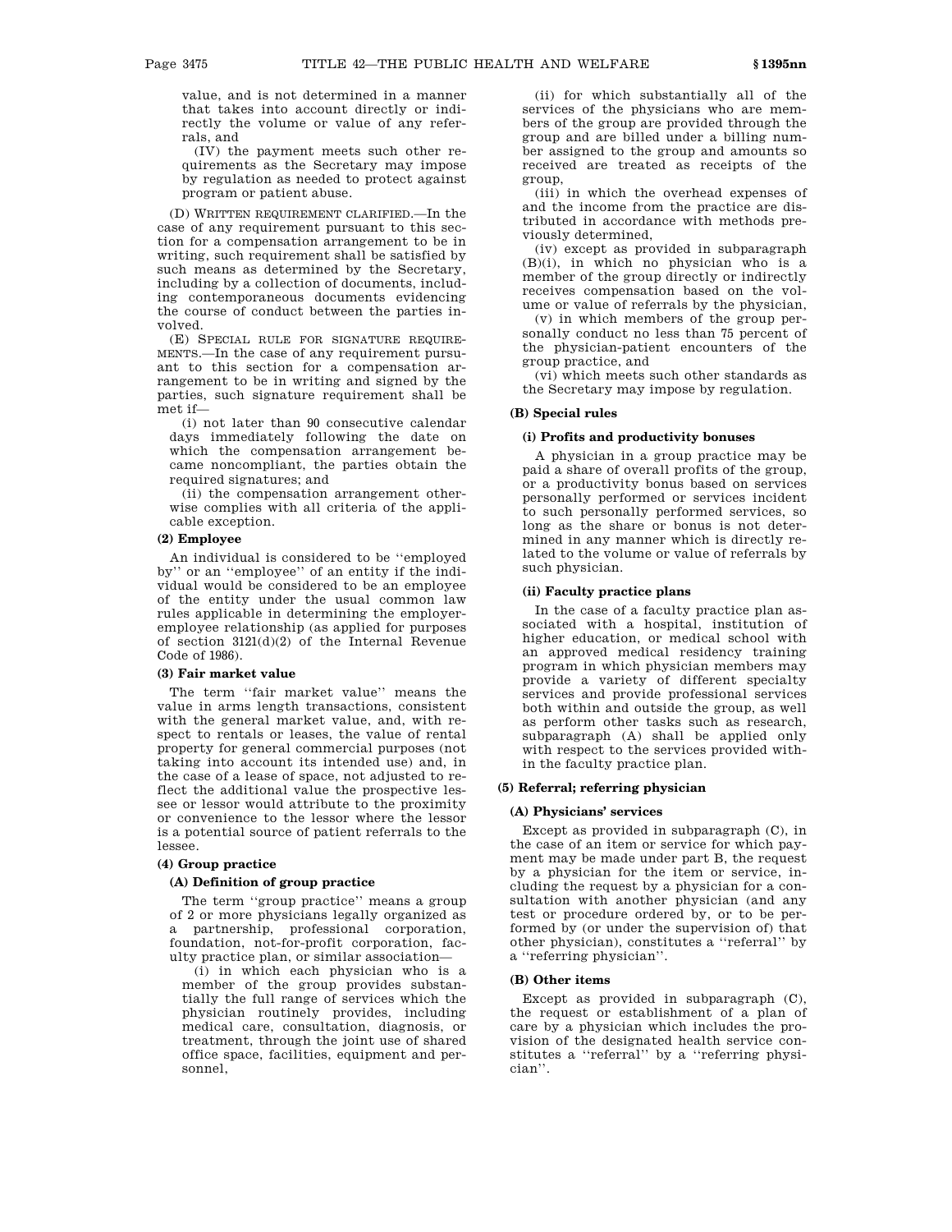value, and is not determined in a manner that takes into account directly or indirectly the volume or value of any referrals, and

(IV) the payment meets such other requirements as the Secretary may impose by regulation as needed to protect against program or patient abuse.

(D) WRITTEN REQUIREMENT CLARIFIED.—In the case of any requirement pursuant to this section for a compensation arrangement to be in writing, such requirement shall be satisfied by such means as determined by the Secretary, including by a collection of documents, including contemporaneous documents evidencing the course of conduct between the parties involved.

(E) SPECIAL RULE FOR SIGNATURE REQUIREMENTS.—In the case of any requirement pursuant to this section for a compensation arrangement to be in writing and signed by the parties, such signature requirement shall be met if—

(i) not later than 90 consecutive calendar days immediately following the date on which the compensation arrangement became noncompliant, the parties obtain the required signatures; and

(ii) the compensation arrangement otherwise complies with all criteria of the applicable exception.

#### (2) Employee

An individual is considered to be "employed by" or an "employee" of an entity if the individual would be considered to be an employee of the entity under the usual common law rules applicable in determining the employer-employee relationship (as applied for purposes of section 3121(d)(2) of the Internal Revenue Code of 1986).

#### (3) Fair market value

The term "fair market value" means the value in arms length transactions, consistent with the general market value, and, with respect to rentals or leases, the value of rental property for general commercial purposes (not taking into account its intended use) and, in the case of a lease of space, not adjusted to reflect the additional value the prospective lessee or lessor would attribute to the proximity or convenience to the lessor where the lessor is a potential source of patient referrals to the lessee.

#### (4) Group practice

##### (A) Definition of group practice

The term "group practice" means a group of 2 or more physicians legally organized as a partnership, professional corporation, foundation, not-for-profit corporation, faculty practice plan, or similar association—

(i) in which each physician who is a member of the group provides substantially the full range of services which the physician routinely provides, including medical care, consultation, diagnosis, or treatment, through the joint use of shared office space, facilities, equipment and personnel,

(ii) for which substantially all of the services of the physicians who are members of the group are provided through the group and are billed under a billing number assigned to the group and amounts so received are treated as receipts of the group,

(iii) in which the overhead expenses of and the income from the practice are distributed in accordance with methods previously determined,

(iv) except as provided in subparagraph (B)(i), in which no physician who is a member of the group directly or indirectly receives compensation based on the volume or value of referrals by the physician,

(v) in which members of the group personally conduct no less than 75 percent of the physician-patient encounters of the group practice, and

(vi) which meets such other standards as the Secretary may impose by regulation.

##### (B) Special rules

###### (i) Profits and productivity bonuses

A physician in a group practice may be paid a share of overall profits of the group, or a productivity bonus based on services personally performed or services incident to such personally performed services, so long as the share or bonus is not determined in any manner which is directly related to the volume or value of referrals by such physician.

###### (ii) Faculty practice plans

In the case of a faculty practice plan associated with a hospital, institution of higher education, or medical school with an approved medical residency training program in which physician members may provide a variety of different specialty services and provide professional services both within and outside the group, as well as perform other tasks such as research, subparagraph (A) shall be applied only with respect to the services provided within the faculty practice plan.

#### (5) Referral; referring physician

##### (A) Physicians' services

Except as provided in subparagraph (C), in the case of an item or service for which payment may be made under part B, the request by a physician for the item or service, including the request by a physician for a consultation with another physician (and any test or procedure ordered by, or to be performed by (or under the supervision of) that other physician), constitutes a "referral" by a "referring physician".

##### (B) Other items

Except as provided in subparagraph (C), the request or establishment of a plan of care by a physician which includes the provision of the designated health service constitutes a "referral" by a "referring physician".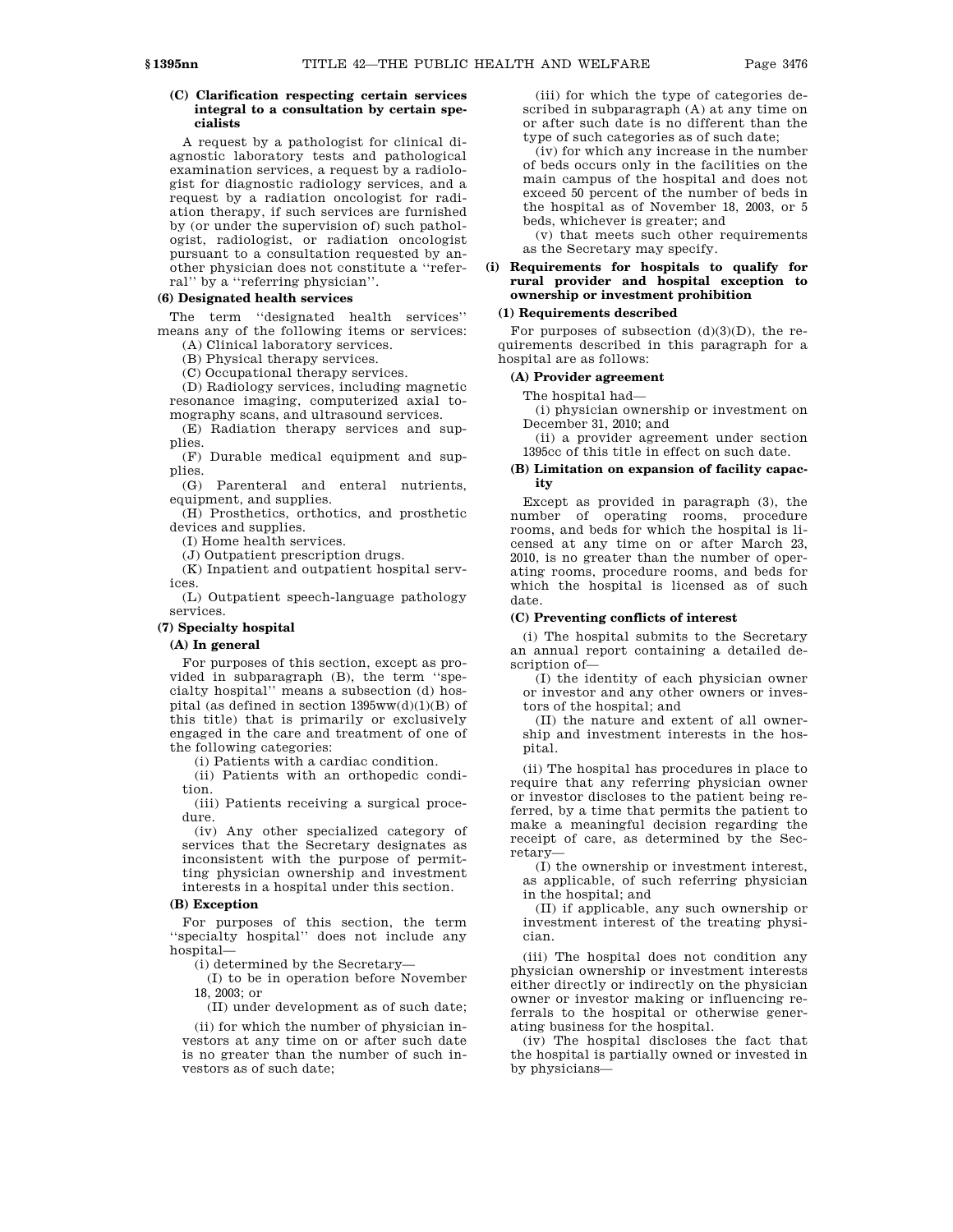#### (C) Clarification respecting certain services integral to a consultation by certain specialists

A request by a pathologist for clinical diagnostic laboratory tests and pathological examination services, a request by a radiologist for diagnostic radiology services, and a request by a radiation oncologist for radiation therapy, if such services are furnished by (or under the supervision of) such pathologist, radiologist, or radiation oncologist pursuant to a consultation requested by another physician does not constitute a "referral" by a "referring physician".

### (6) Designated health services

The term "designated health services" means any of the following items or services:

(A) Clinical laboratory services.

(B) Physical therapy services.

(C) Occupational therapy services.

(D) Radiology services, including magnetic resonance imaging, computerized axial tomography scans, and ultrasound services.

(E) Radiation therapy services and supplies.

(F) Durable medical equipment and supplies.

(G) Parenteral and enteral nutrients, equipment, and supplies.

(H) Prosthetics, orthotics, and prosthetic devices and supplies.

(I) Home health services.

(J) Outpatient prescription drugs.

(K) Inpatient and outpatient hospital services.

(L) Outpatient speech-language pathology services.

### (7) Specialty hospital

#### (A) In general

For purposes of this section, except as provided in subparagraph (B), the term "specialty hospital" means a subsection (d) hospital (as defined in section 1395ww(d)(1)(B) of this title) that is primarily or exclusively engaged in the care and treatment of one of the following categories:

(i) Patients with a cardiac condition.

(ii) Patients with an orthopedic condition.

(iii) Patients receiving a surgical procedure.

(iv) Any other specialized category of services that the Secretary designates as inconsistent with the purpose of permitting physician ownership and investment interests in a hospital under this section.

#### (B) Exception

For purposes of this section, the term "specialty hospital" does not include any hospital—

(i) determined by the Secretary—

(I) to be in operation before November 18, 2003; or

(II) under development as of such date;

(ii) for which the number of physician investors at any time on or after such date is no greater than the number of such investors as of such date;

(iii) for which the type of categories described in subparagraph (A) at any time on or after such date is no different than the type of such categories as of such date;

(iv) for which any increase in the number of beds occurs only in the facilities on the main campus of the hospital and does not exceed 50 percent of the number of beds in the hospital as of November 18, 2003, or 5 beds, whichever is greater; and

(v) that meets such other requirements as the Secretary may specify.

## (i) Requirements for hospitals to qualify for rural provider and hospital exception to ownership or investment prohibition

### (1) Requirements described

For purposes of subsection (d)(3)(D), the requirements described in this paragraph for a hospital are as follows:

#### (A) Provider agreement

The hospital had—

(i) physician ownership or investment on December 31, 2010; and

(ii) a provider agreement under section 1395cc of this title in effect on such date.

#### (B) Limitation on expansion of facility capacity

Except as provided in paragraph (3), the number of operating rooms, procedure rooms, and beds for which the hospital is licensed at any time on or after March 23, 2010, is no greater than the number of operating rooms, procedure rooms, and beds for which the hospital is licensed as of such date.

#### (C) Preventing conflicts of interest

(i) The hospital submits to the Secretary an annual report containing a detailed description of—

(I) the identity of each physician owner or investor and any other owners or investors of the hospital; and

(II) the nature and extent of all ownership and investment interests in the hospital.

(ii) The hospital has procedures in place to require that any referring physician owner or investor discloses to the patient being referred, by a time that permits the patient to make a meaningful decision regarding the receipt of care, as determined by the Secretary—

(I) the ownership or investment interest, as applicable, of such referring physician in the hospital; and

(II) if applicable, any such ownership or investment interest of the treating physician.

(iii) The hospital does not condition any physician ownership or investment interests either directly or indirectly on the physician owner or investor making or influencing referrals to the hospital or otherwise generating business for the hospital.

(iv) The hospital discloses the fact that the hospital is partially owned or invested in by physicians—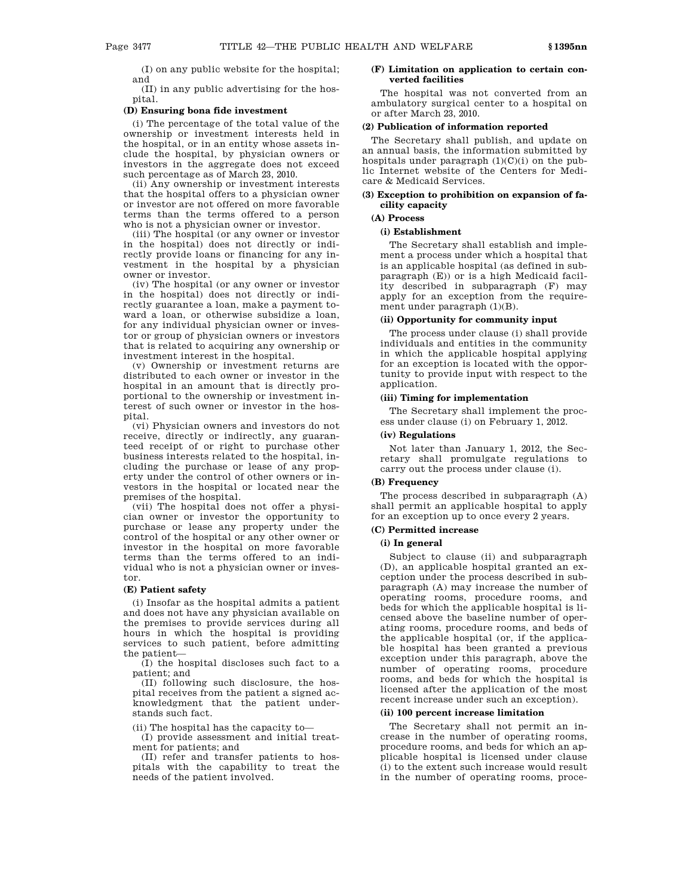(I) on any public website for the hospital; and

(II) in any public advertising for the hospital.

**(D) Ensuring bona fide investment**

(i) The percentage of the total value of the ownership or investment interests held in the hospital, or in an entity whose assets include the hospital, by physician owners or investors in the aggregate does not exceed such percentage as of March 23, 2010.

(ii) Any ownership or investment interests that the hospital offers to a physician owner or investor are not offered on more favorable terms than the terms offered to a person who is not a physician owner or investor.

(iii) The hospital (or any owner or investor in the hospital) does not directly or indirectly provide loans or financing for any investment in the hospital by a physician owner or investor.

(iv) The hospital (or any owner or investor in the hospital) does not directly or indirectly guarantee a loan, make a payment toward a loan, or otherwise subsidize a loan, for any individual physician owner or investor or group of physician owners or investors that is related to acquiring any ownership or investment interest in the hospital.

(v) Ownership or investment returns are distributed to each owner or investor in the hospital in an amount that is directly proportional to the ownership or investment interest of such owner or investor in the hospital.

(vi) Physician owners and investors do not receive, directly or indirectly, any guaranteed receipt of or right to purchase other business interests related to the hospital, including the purchase or lease of any property under the control of other owners or investors in the hospital or located near the premises of the hospital.

(vii) The hospital does not offer a physician owner or investor the opportunity to purchase or lease any property under the control of the hospital or any other owner or investor in the hospital on more favorable terms than the terms offered to an individual who is not a physician owner or investor.

**(E) Patient safety**

(i) Insofar as the hospital admits a patient and does not have any physician available on the premises to provide services during all hours in which the hospital is providing services to such patient, before admitting the patient—

(I) the hospital discloses such fact to a patient; and

(II) following such disclosure, the hospital receives from the patient a signed acknowledgment that the patient understands such fact.

(ii) The hospital has the capacity to—

(I) provide assessment and initial treatment for patients; and

(II) refer and transfer patients to hospitals with the capability to treat the needs of the patient involved.

**(F) Limitation on application to certain converted facilities**

The hospital was not converted from an ambulatory surgical center to a hospital on or after March 23, 2010.

**(2) Publication of information reported**

The Secretary shall publish, and update on an annual basis, the information submitted by hospitals under paragraph (1)(C)(i) on the public Internet website of the Centers for Medicare & Medicaid Services.

**(3) Exception to prohibition on expansion of facility capacity**

**(A) Process**

**(i) Establishment**

The Secretary shall establish and implement a process under which a hospital that is an applicable hospital (as defined in subparagraph (E)) or is a high Medicaid facility described in subparagraph (F) may apply for an exception from the requirement under paragraph (1)(B).

**(ii) Opportunity for community input**

The process under clause (i) shall provide individuals and entities in the community in which the applicable hospital applying for an exception is located with the opportunity to provide input with respect to the application.

**(iii) Timing for implementation**

The Secretary shall implement the process under clause (i) on February 1, 2012.

**(iv) Regulations**

Not later than January 1, 2012, the Secretary shall promulgate regulations to carry out the process under clause (i).

**(B) Frequency**

The process described in subparagraph (A) shall permit an applicable hospital to apply for an exception up to once every 2 years.

**(C) Permitted increase**

**(i) In general**

Subject to clause (ii) and subparagraph (D), an applicable hospital granted an exception under the process described in subparagraph (A) may increase the number of operating rooms, procedure rooms, and beds for which the applicable hospital is licensed above the baseline number of operating rooms, procedure rooms, and beds of the applicable hospital (or, if the applicable hospital has been granted a previous exception under this paragraph, above the number of operating rooms, procedure rooms, and beds for which the hospital is licensed after the application of the most recent increase under such an exception).

**(ii) 100 percent increase limitation**

The Secretary shall not permit an increase in the number of operating rooms, procedure rooms, and beds for which an applicable hospital is licensed under clause (i) to the extent such increase would result in the number of operating rooms, proce-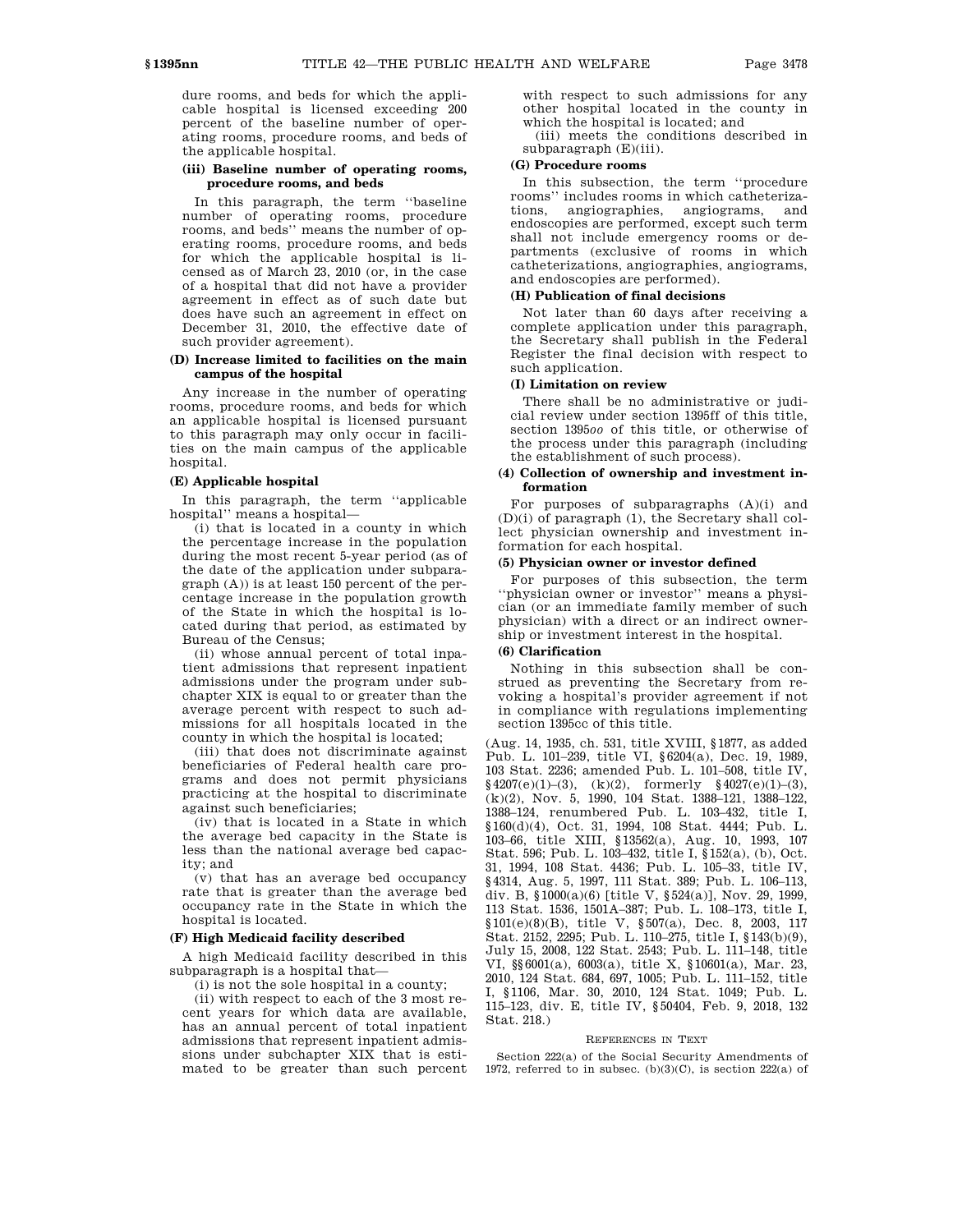dure rooms, and beds for which the applicable hospital is licensed exceeding 200 percent of the baseline number of operating rooms, procedure rooms, and beds of the applicable hospital.

**(iii) Baseline number of operating rooms, procedure rooms, and beds**

In this paragraph, the term "baseline number of operating rooms, procedure rooms, and beds" means the number of operating rooms, procedure rooms, and beds for which the applicable hospital is licensed as of March 23, 2010 (or, in the case of a hospital that did not have a provider agreement in effect as of such date but does have such an agreement in effect on December 31, 2010, the effective date of such provider agreement).

**(D) Increase limited to facilities on the main campus of the hospital**

Any increase in the number of operating rooms, procedure rooms, and beds for which an applicable hospital is licensed pursuant to this paragraph may only occur in facilities on the main campus of the applicable hospital.

**(E) Applicable hospital**

In this paragraph, the term "applicable hospital" means a hospital—

(i) that is located in a county in which the percentage increase in the population during the most recent 5-year period (as of the date of the application under subparagraph (A)) is at least 150 percent of the percentage increase in the population growth of the State in which the hospital is located during that period, as estimated by Bureau of the Census;

(ii) whose annual percent of total inpatient admissions that represent inpatient admissions under the program under subchapter XIX is equal to or greater than the average percent with respect to such admissions for all hospitals located in the county in which the hospital is located;

(iii) that does not discriminate against beneficiaries of Federal health care programs and does not permit physicians practicing at the hospital to discriminate against such beneficiaries;

(iv) that is located in a State in which the average bed capacity in the State is less than the national average bed capacity; and

(v) that has an average bed occupancy rate that is greater than the average bed occupancy rate in the State in which the hospital is located.

**(F) High Medicaid facility described**

A high Medicaid facility described in this subparagraph is a hospital that—

(i) is not the sole hospital in a county;

(ii) with respect to each of the 3 most recent years for which data are available, has an annual percent of total inpatient admissions that represent inpatient admissions under subchapter XIX that is estimated to be greater than such percent with respect to such admissions for any other hospital located in the county in which the hospital is located; and

(iii) meets the conditions described in subparagraph (E)(iii).

**(G) Procedure rooms**

In this subsection, the term "procedure rooms" includes rooms in which catheterizations, angiographies, angiograms, and endoscopies are performed, except such term shall not include emergency rooms or departments (exclusive of rooms in which catheterizations, angiographies, angiograms, and endoscopies are performed).

**(H) Publication of final decisions**

Not later than 60 days after receiving a complete application under this paragraph, the Secretary shall publish in the Federal Register the final decision with respect to such application.

**(I) Limitation on review**

There shall be no administrative or judicial review under section 1395ff of this title, section 1395*oo* of this title, or otherwise of the process under this paragraph (including the establishment of such process).

**(4) Collection of ownership and investment information**

For purposes of subparagraphs (A)(i) and (D)(i) of paragraph (1), the Secretary shall collect physician ownership and investment information for each hospital.

**(5) Physician owner or investor defined**

For purposes of this subsection, the term "physician owner or investor" means a physician (or an immediate family member of such physician) with a direct or an indirect ownership or investment interest in the hospital.

**(6) Clarification**

Nothing in this subsection shall be construed as preventing the Secretary from revoking a hospital's provider agreement if not in compliance with regulations implementing section 1395cc of this title.

(Aug. 14, 1935, ch. 531, title XVIII, §1877, as added Pub. L. 101–239, title VI, §6204(a), Dec. 19, 1989, 103 Stat. 2236; amended Pub. L. 101–508, title IV, §4207(e)(1)–(3), (k)(2), formerly §4027(e)(1)–(3), (k)(2), Nov. 5, 1990, 104 Stat. 1388–121, 1388–122, 1388–124, renumbered Pub. L. 103–432, title I, §160(d)(4), Oct. 31, 1994, 108 Stat. 4444; Pub. L. 103–66, title XIII, §13562(a), Aug. 10, 1993, 107 Stat. 596; Pub. L. 103–432, title I, §152(a), (b), Oct. 31, 1994, 108 Stat. 4436; Pub. L. 105–33, title IV, §4314, Aug. 5, 1997, 111 Stat. 389; Pub. L. 106–113, div. B, §1000(a)(6) [title V, §524(a)], Nov. 29, 1999, 113 Stat. 1536, 1501A–387; Pub. L. 108–173, title I, §101(e)(8)(B), title V, §507(a), Dec. 8, 2003, 117 Stat. 2152, 2295; Pub. L. 110–275, title I, §143(b)(9), July 15, 2008, 122 Stat. 2543; Pub. L. 111–148, title VI, §§6001(a), 6003(a), title X, §10601(a), Mar. 23, 2010, 124 Stat. 684, 697, 1005; Pub. L. 111–152, title I, §1106, Mar. 30, 2010, 124 Stat. 1049; Pub. L. 115–123, div. E, title IV, §50404, Feb. 9, 2018, 132 Stat. 218.)

REFERENCES IN TEXT

Section 222(a) of the Social Security Amendments of 1972, referred to in subsec. (b)(3)(C), is section 222(a) of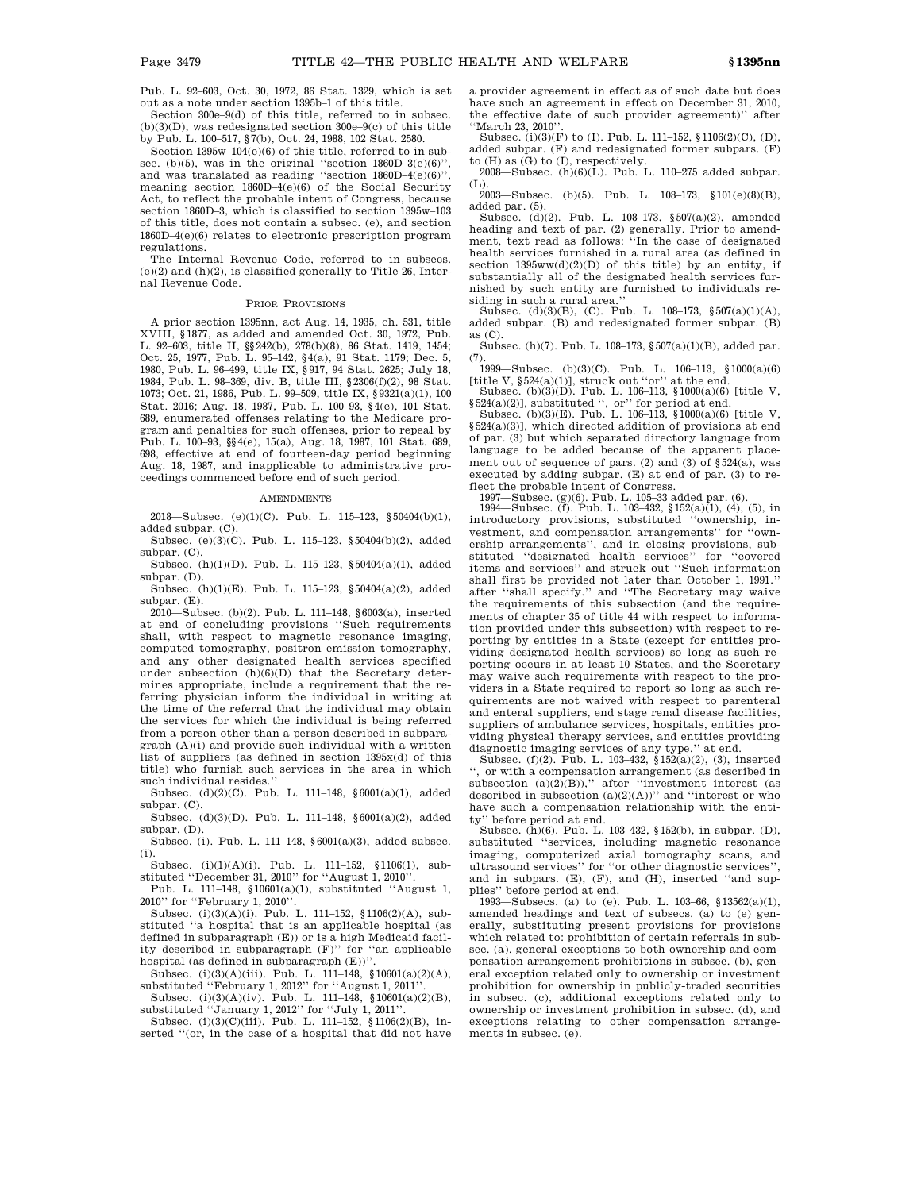Pub. L. 92–603, Oct. 30, 1972, 86 Stat. 1329, which is set out as a note under section 1395b–1 of this title.

Section 300e–9(d) of this title, referred to in subsec. (b)(3)(D), was redesignated section 300e–9(c) of this title by Pub. L. 100–517, §7(b), Oct. 24, 1988, 102 Stat. 2580.

Section 1395w–104(e)(6) of this title, referred to in subsec. (b)(5), was in the original ''section 1860D–3(e)(6)'', and was translated as reading ''section 1860D–4(e)(6)'', meaning section 1860D–4(e)(6) of the Social Security Act, to reflect the probable intent of Congress, because section 1860D–3, which is classified to section 1395w–103 of this title, does not contain a subsec. (e), and section 1860D–4(e)(6) relates to electronic prescription program regulations.

The Internal Revenue Code, referred to in subsecs. (c)(2) and (h)(2), is classified generally to Title 26, Internal Revenue Code.

## PRIOR PROVISIONS

A prior section 1395nn, act Aug. 14, 1935, ch. 531, title XVIII, §1877, as added and amended Oct. 30, 1972, Pub. L. 92–603, title II, §§242(b), 278(b)(8), 86 Stat. 1419, 1454; Oct. 25, 1977, Pub. L. 95–142, §4(a), 91 Stat. 1179; Dec. 5, 1980, Pub. L. 96–499, title IX, §917, 94 Stat. 2625; July 18, 1984, Pub. L. 98–369, div. B, title III, §2306(f)(2), 98 Stat. 1073; Oct. 21, 1986, Pub. L. 99–509, title IX, §9321(a)(1), 100 Stat. 2016; Aug. 18, 1987, Pub. L. 100–93, §4(c), 101 Stat. 689, enumerated offenses relating to the Medicare program and penalties for such offenses, prior to repeal by Pub. L. 100–93, §§4(e), 15(a), Aug. 18, 1987, 101 Stat. 689, 698, effective at end of fourteen-day period beginning Aug. 18, 1987, and inapplicable to administrative proceedings commenced before end of such period.

## AMENDMENTS

2018—Subsec. (e)(1)(C). Pub. L. 115–123, §50404(b)(1), added subpar. (C).

Subsec. (e)(3)(C). Pub. L. 115–123, §50404(b)(2), added subpar. (C).

Subsec. (h)(1)(D). Pub. L. 115–123, §50404(a)(1), added subpar. (D).

Subsec. (h)(1)(E). Pub. L. 115–123, §50404(a)(2), added subpar. (E).

2010—Subsec. (b)(2). Pub. L. 111–148, §6003(a), inserted at end of concluding provisions ''Such requirements shall, with respect to magnetic resonance imaging, computed tomography, positron emission tomography, and any other designated health services specified under subsection (h)(6)(D) that the Secretary determines appropriate, include a requirement that the referring physician inform the individual in writing at the time of the referral that the individual may obtain the services for which the individual is being referred from a person other than a person described in subparagraph (A)(i) and provide such individual with a written list of suppliers (as defined in section 1395x(d) of this title) who furnish such services in the area in which such individual resides.''

Subsec. (d)(2)(C). Pub. L. 111–148, §6001(a)(1), added subpar. (C).

Subsec. (d)(3)(D). Pub. L. 111–148, §6001(a)(2), added subpar. (D).

Subsec. (i). Pub. L. 111–148, §6001(a)(3), added subsec. (i).

Subsec. (i)(1)(A)(i). Pub. L. 111–152, §1106(1), substituted ''December 31, 2010'' for ''August 1, 2010''.

Pub. L. 111–148, §10601(a)(1), substituted ''August 1, 2010'' for ''February 1, 2010''.

Subsec. (i)(3)(A)(i). Pub. L. 111–152, §1106(2)(A), substituted ''a hospital that is an applicable hospital (as defined in subparagraph (E)) or is a high Medicaid facility described in subparagraph (F)'' for ''an applicable hospital (as defined in subparagraph (E))''.

Subsec. (i)(3)(A)(iii). Pub. L. 111–148, §10601(a)(2)(A), substituted ''February 1, 2012'' for ''August 1, 2011''.

Subsec. (i)(3)(A)(iv). Pub. L. 111–148, §10601(a)(2)(B), substituted ''January 1, 2012'' for ''July 1, 2011''.

Subsec. (i)(3)(C)(iii). Pub. L. 111–152, §1106(2)(B), inserted ''(or, in the case of a hospital that did not have a provider agreement in effect as of such date but does have such an agreement in effect on December 31, 2010, the effective date of such provider agreement)'' after ''March 23, 2010''.

Subsec. (i)(3)(F) to (I). Pub. L. 111–152, §1106(2)(C), (D), added subpar. (F) and redesignated former subpars. (F) to (H) as (G) to (I), respectively.

2008—Subsec. (h)(6)(L). Pub. L. 110–275 added subpar. (L).

2003—Subsec. (b)(5). Pub. L. 108–173, §101(e)(8)(B), added par. (5).

Subsec. (d)(2). Pub. L. 108–173, §507(a)(2), amended heading and text of par. (2) generally. Prior to amendment, text read as follows: ''In the case of designated health services furnished in a rural area (as defined in section 1395ww(d)(2)(D) of this title) by an entity, if substantially all of the designated health services furnished by such entity are furnished to individuals residing in such a rural area.''

Subsec. (d)(3)(B), (C). Pub. L. 108–173, §507(a)(1)(A), added subpar. (B) and redesignated former subpar. (B) as (C).

Subsec. (h)(7). Pub. L. 108–173, §507(a)(1)(B), added par. (7).

1999—Subsec. (b)(3)(C). Pub. L. 106–113, §1000(a)(6) [title V, §524(a)(1)], struck out ''or'' at the end.

Subsec. (b)(3)(D). Pub. L. 106–113, §1000(a)(6) [title V, §524(a)(2)], substituted '', or'' for period at end.

Subsec. (b)(3)(E). Pub. L. 106–113, §1000(a)(6) [title V, §524(a)(3)], which directed addition of provisions at end of par. (3) but which separated directory language from language to be added because of the apparent placement out of sequence of pars. (2) and (3) of §524(a), was executed by adding subpar. (E) at end of par. (3) to reflect the probable intent of Congress.

1997—Subsec. (g)(6). Pub. L. 105–33 added par. (6).

1994—Subsec. (f). Pub. L. 103–432, §152(a)(1), (4), (5), in introductory provisions, substituted ''ownership, investment, and compensation arrangements'' for ''ownership arrangements'', and in closing provisions, substituted ''designated health services'' for ''covered items and services'' and struck out ''Such information shall first be provided not later than October 1, 1991.'' after ''shall specify.'' and ''The Secretary may waive the requirements of this subsection (and the requirements of chapter 35 of title 44 with respect to information provided under this subsection) with respect to reporting by entities in a State (except for entities providing designated health services) so long as such reporting occurs in at least 10 States, and the Secretary may waive such requirements with respect to the providers in a State required to report so long as such requirements are not waived with respect to parenteral and enteral suppliers, end stage renal disease facilities, suppliers of ambulance services, hospitals, entities providing physical therapy services, and entities providing diagnostic imaging services of any type.'' at end.

Subsec. (f)(2). Pub. L. 103–432, §152(a)(2), (3), inserted '', or with a compensation arrangement (as described in subsection (a)(2)(B)),'' after ''investment interest (as described in subsection (a)(2)(A))'' and ''interest or who have such a compensation relationship with the entity'' before period at end.

Subsec. (h)(6). Pub. L. 103–432, §152(b), in subpar. (D), substituted ''services, including magnetic resonance imaging, computerized axial tomography scans, and ultrasound services'' for ''or other diagnostic services'', and in subpars. (E), (F), and (H), inserted ''and supplies'' before period at end.

1993—Subsecs. (a) to (e). Pub. L. 103–66, §13562(a)(1), amended headings and text of subsecs. (a) to (e) generally, substituting present provisions for provisions which related to: prohibition of certain referrals in subsec. (a), general exceptions to both ownership and compensation arrangement prohibitions in subsec. (b), general exception related only to ownership or investment prohibition for ownership in publicly-traded securities in subsec. (c), additional exceptions related only to ownership or investment prohibition in subsec. (d), and exceptions relating to other compensation arrangements in subsec. (e).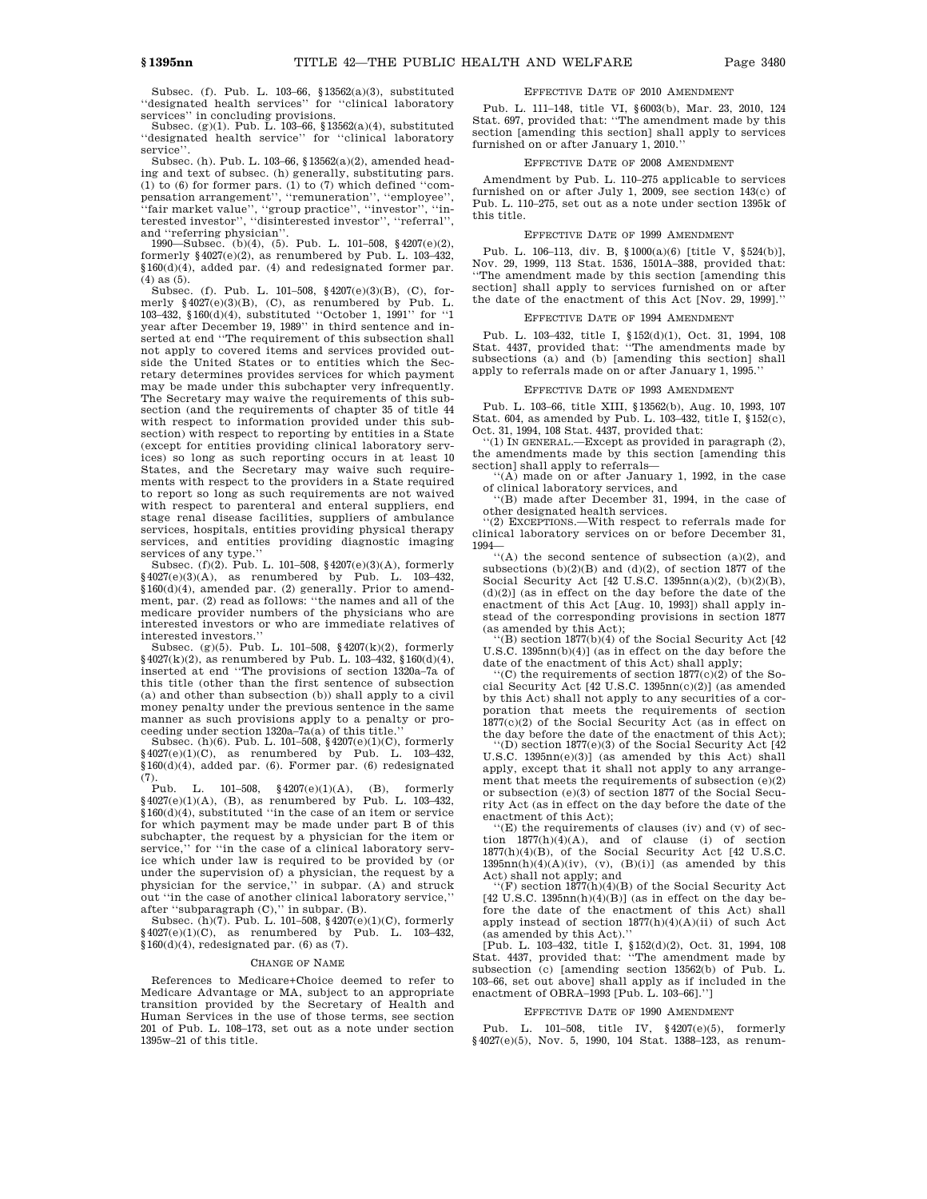Subsec. (f). Pub. L. 103–66, §13562(a)(3), substituted "designated health services" for "clinical laboratory services" in concluding provisions.

Subsec. (g)(1). Pub. L. 103–66, §13562(a)(4), substituted "designated health service" for "clinical laboratory service".

Subsec. (h). Pub. L. 103–66, §13562(a)(2), amended heading and text of subsec. (h) generally, substituting pars. (1) to (6) for former pars. (1) to (7) which defined "compensation arrangement", "remuneration", "employee", "fair market value", "group practice", "investor", "interested investor", "disinterested investor", "referral", and "referring physician".

1990—Subsec. (b)(4), (5). Pub. L. 101–508, §4207(e)(2), formerly §4027(e)(2), as renumbered by Pub. L. 103–432, §160(d)(4), added par. (4) and redesignated former par. (4) as (5).

Subsec. (f). Pub. L. 101–508, §4207(e)(3)(B), (C), formerly §4027(e)(3)(B), (C), as renumbered by Pub. L. 103–432, §160(d)(4), substituted "October 1, 1991" for "1 year after December 19, 1989" in third sentence and inserted at end "The requirement of this subsection shall not apply to covered items and services provided outside the United States or to entities which the Secretary determines provides services for which payment may be made under this subchapter very infrequently. The Secretary may waive the requirements of this subsection (and the requirements of chapter 35 of title 44 with respect to information provided under this subsection) with respect to reporting by entities in a State (except for entities providing clinical laboratory services) so long as such reporting occurs in at least 10 States, and the Secretary may waive such requirements with respect to the providers in a State required to report so long as such requirements are not waived with respect to parenteral and enteral suppliers, end stage renal disease facilities, suppliers of ambulance services, hospitals, entities providing physical therapy services, and entities providing diagnostic imaging services of any type."

Subsec. (f)(2). Pub. L. 101–508, §4207(e)(3)(A), formerly §4027(e)(3)(A), as renumbered by Pub. L. 103–432, §160(d)(4), amended par. (2) generally. Prior to amendment, par. (2) read as follows: "the names and all of the medicare provider numbers of the physicians who are interested investors or who are immediate relatives of interested investors."

Subsec. (g)(5). Pub. L. 101–508, §4207(k)(2), formerly §4027(k)(2), as renumbered by Pub. L. 103–432, §160(d)(4), inserted at end "The provisions of section 1320a–7a of this title (other than the first sentence of subsection (a) and other than subsection (b)) shall apply to a civil money penalty under the previous sentence in the same manner as such provisions apply to a penalty or proceeding under section 1320a–7a(a) of this title."

Subsec. (h)(6). Pub. L. 101–508, §4207(e)(1)(C), formerly §4027(e)(1)(C), as renumbered by Pub. L. 103–432, §160(d)(4), added par. (6). Former par. (6) redesignated (7).

Pub. L. 101–508, §4207(e)(1)(A), (B), formerly §4027(e)(1)(A), (B), as renumbered by Pub. L. 103–432, §160(d)(4), substituted "in the case of an item or service for which payment may be made under part B of this subchapter, the request by a physician for the item or service," for "in the case of a clinical laboratory service which under law is required to be provided by (or under the supervision of) a physician, the request by a physician for the service," in subpar. (A) and struck out "in the case of another clinical laboratory service," after "subparagraph (C)," in subpar. (B).

Subsec. (h)(7). Pub. L. 101–508, §4207(e)(1)(C), formerly §4027(e)(1)(C), as renumbered by Pub. L. 103–432, §160(d)(4), redesignated par. (6) as (7).

## CHANGE OF NAME

References to Medicare+Choice deemed to refer to Medicare Advantage or MA, subject to an appropriate transition provided by the Secretary of Health and Human Services in the use of those terms, see section 201 of Pub. L. 108–173, set out as a note under section 1395w–21 of this title.

## EFFECTIVE DATE OF 2010 AMENDMENT

Pub. L. 111–148, title VI, §6003(b), Mar. 23, 2010, 124 Stat. 697, provided that: "The amendment made by this section [amending this section] shall apply to services furnished on or after January 1, 2010."

## EFFECTIVE DATE OF 2008 AMENDMENT

Amendment by Pub. L. 110–275 applicable to services furnished on or after July 1, 2009, see section 143(c) of Pub. L. 110–275, set out as a note under section 1395k of this title.

## EFFECTIVE DATE OF 1999 AMENDMENT

Pub. L. 106–113, div. B, §1000(a)(6) [title V, §524(b)], Nov. 29, 1999, 113 Stat. 1536, 1501A–388, provided that: "The amendment made by this section [amending this section] shall apply to services furnished on or after the date of the enactment of this Act [Nov. 29, 1999]."

## EFFECTIVE DATE OF 1994 AMENDMENT

Pub. L. 103–432, title I, §152(d)(1), Oct. 31, 1994, 108 Stat. 4437, provided that: "The amendments made by subsections (a) and (b) [amending this section] shall apply to referrals made on or after January 1, 1995."

## EFFECTIVE DATE OF 1993 AMENDMENT

Pub. L. 103–66, title XIII, §13562(b), Aug. 10, 1993, 107 Stat. 604, as amended by Pub. L. 103–432, title I, §152(c), Oct. 31, 1994, 108 Stat. 4437, provided that:

"(1) IN GENERAL.—Except as provided in paragraph (2), the amendments made by this section [amending this section] shall apply to referrals—

"(A) made on or after January 1, 1992, in the case of clinical laboratory services, and

"(B) made after December 31, 1994, in the case of other designated health services.

"(2) EXCEPTIONS.—With respect to referrals made for clinical laboratory services on or before December 31, 1994—

"(A) the second sentence of subsection (a)(2), and subsections (b)(2)(B) and (d)(2), of section 1877 of the Social Security Act [42 U.S.C. 1395nn(a)(2), (b)(2)(B), (d)(2)] (as in effect on the day before the date of the enactment of this Act [Aug. 10, 1993]) shall apply instead of the corresponding provisions in section 1877 (as amended by this Act);

"(B) section 1877(b)(4) of the Social Security Act [42 U.S.C. 1395nn(b)(4)] (as in effect on the day before the date of the enactment of this Act) shall apply;

"(C) the requirements of section 1877(c)(2) of the Social Security Act [42 U.S.C. 1395nn(c)(2)] (as amended by this Act) shall not apply to any securities of a corporation that meets the requirements of section 1877(c)(2) of the Social Security Act (as in effect on the day before the date of the enactment of this Act);

"(D) section 1877(e)(3) of the Social Security Act [42 U.S.C. 1395nn(e)(3)] (as amended by this Act) shall apply, except that it shall not apply to any arrangement that meets the requirements of subsection (e)(2) or subsection (e)(3) of section 1877 of the Social Security Act (as in effect on the day before the date of the enactment of this Act);

"(E) the requirements of clauses (iv) and (v) of section 1877(h)(4)(A), and of clause (i) of section 1877(h)(4)(B), of the Social Security Act [42 U.S.C. 1395nn(h)(4)(A)(iv), (v), (B)(i)] (as amended by this Act) shall not apply; and

"(F) section 1877(h)(4)(B) of the Social Security Act [42 U.S.C. 1395nn(h)(4)(B)] (as in effect on the day before the date of the enactment of this Act) shall apply instead of section 1877(h)(4)(A)(ii) of such Act (as amended by this Act)."

[Pub. L. 103–432, title I, §152(d)(2), Oct. 31, 1994, 108 Stat. 4437, provided that: "The amendment made by subsection (c) [amending section 13562(b) of Pub. L. 103–66, set out above] shall apply as if included in the enactment of OBRA–1993 [Pub. L. 103–66]."]

## EFFECTIVE DATE OF 1990 AMENDMENT

Pub. L. 101–508, title IV, §4207(e)(5), formerly §4027(e)(5), Nov. 5, 1990, 104 Stat. 1388–123, as renum-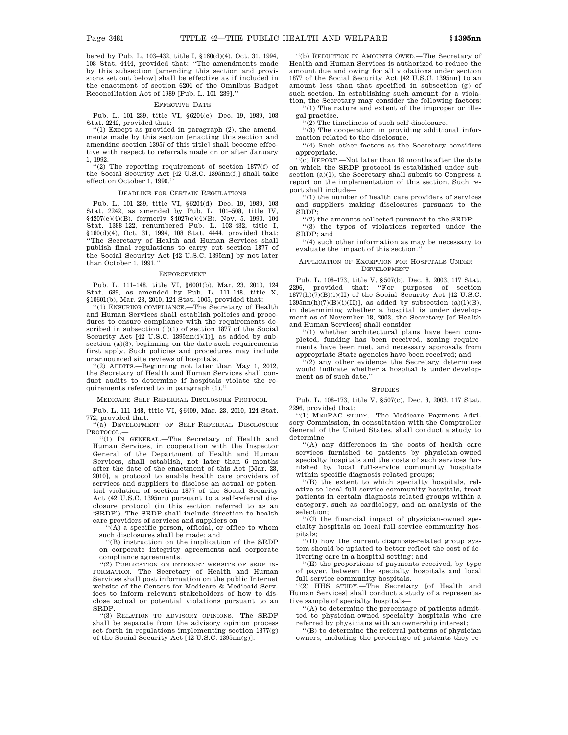bered by Pub. L. 103–432, title I, §160(d)(4), Oct. 31, 1994, 108 Stat. 4444, provided that: ''The amendments made by this subsection [amending this section and provisions set out below] shall be effective as if included in the enactment of section 6204 of the Omnibus Budget Reconciliation Act of 1989 [Pub. L. 101–239].''

### EFFECTIVE DATE

Pub. L. 101–239, title VI, §6204(c), Dec. 19, 1989, 103 Stat. 2242, provided that:

''(1) Except as provided in paragraph (2), the amendments made by this section [enacting this section and amending section 1395*l* of this title] shall become effective with respect to referrals made on or after January 1, 1992.

''(2) The reporting requirement of section 1877(f) of the Social Security Act [42 U.S.C. 1395nn(f)] shall take effect on October 1, 1990.''

### DEADLINE FOR CERTAIN REGULATIONS

Pub. L. 101–239, title VI, §6204(d), Dec. 19, 1989, 103 Stat. 2242, as amended by Pub. L. 101–508, title IV, §4207(e)(4)(B), formerly §4027(e)(4)(B), Nov. 5, 1990, 104 Stat. 1388–122, renumbered Pub. L. 103–432, title I, §160(d)(4), Oct. 31, 1994, 108 Stat. 4444, provided that: ''The Secretary of Health and Human Services shall publish final regulations to carry out section 1877 of the Social Security Act [42 U.S.C. 1395nn] by not later than October 1, 1991.''

### ENFORCEMENT

Pub. L. 111–148, title VI, §6001(b), Mar. 23, 2010, 124 Stat. 689, as amended by Pub. L. 111–148, title X, §10601(b), Mar. 23, 2010, 124 Stat. 1005, provided that:

''(1) ENSURING COMPLIANCE.—The Secretary of Health and Human Services shall establish policies and procedures to ensure compliance with the requirements described in subsection (i)(1) of section 1877 of the Social Security Act [42 U.S.C. 1395nn(i)(1)], as added by subsection (a)(3), beginning on the date such requirements first apply. Such policies and procedures may include unannounced site reviews of hospitals.

''(2) AUDITS.—Beginning not later than May 1, 2012, the Secretary of Health and Human Services shall conduct audits to determine if hospitals violate the requirements referred to in paragraph (1).''

### MEDICARE SELF-REFERRAL DISCLOSURE PROTOCOL

Pub. L. 111–148, title VI, §6409, Mar. 23, 2010, 124 Stat. 772, provided that:

''(a) DEVELOPMENT OF SELF-REFERRAL DISCLOSURE PROTOCOL.—

''(1) IN GENERAL.—The Secretary of Health and Human Services, in cooperation with the Inspector General of the Department of Health and Human Services, shall establish, not later than 6 months after the date of the enactment of this Act [Mar. 23, 2010], a protocol to enable health care providers of services and suppliers to disclose an actual or potential violation of section 1877 of the Social Security Act (42 U.S.C. 1395nn) pursuant to a self-referral disclosure protocol (in this section referred to as an 'SRDP'). The SRDP shall include direction to health care providers of services and suppliers on—

''(A) a specific person, official, or office to whom such disclosures shall be made; and

''(B) instruction on the implication of the SRDP on corporate integrity agreements and corporate compliance agreements.

''(2) PUBLICATION ON INTERNET WEBSITE OF SRDP INFORMATION.—The Secretary of Health and Human Services shall post information on the public Internet website of the Centers for Medicare & Medicaid Services to inform relevant stakeholders of how to disclose actual or potential violations pursuant to an SRDP.

''(3) RELATION TO ADVISORY OPINIONS.—The SRDP shall be separate from the advisory opinion process set forth in regulations implementing section 1877(g) of the Social Security Act [42 U.S.C. 1395nn(g)].

''(b) REDUCTION IN AMOUNTS OWED.—The Secretary of Health and Human Services is authorized to reduce the amount due and owing for all violations under section 1877 of the Social Security Act [42 U.S.C. 1395nn] to an amount less than that specified in subsection (g) of such section. In establishing such amount for a violation, the Secretary may consider the following factors:

''(1) The nature and extent of the improper or illegal practice.

''(2) The timeliness of such self-disclosure.

''(3) The cooperation in providing additional information related to the disclosure.

''(4) Such other factors as the Secretary considers appropriate.

''(c) REPORT.—Not later than 18 months after the date on which the SRDP protocol is established under subsection (a)(1), the Secretary shall submit to Congress a report on the implementation of this section. Such report shall include—

''(1) the number of health care providers of services and suppliers making disclosures pursuant to the SRDP;

''(2) the amounts collected pursuant to the SRDP;

''(3) the types of violations reported under the SRDP; and

''(4) such other information as may be necessary to evaluate the impact of this section.''

### APPLICATION OF EXCEPTION FOR HOSPITALS UNDER DEVELOPMENT

Pub. L. 108–173, title V, §507(b), Dec. 8, 2003, 117 Stat. 2296, provided that: ''For purposes of section 1877(h)(7)(B)(i)(II) of the Social Security Act [42 U.S.C. 1395nn(h)(7)(B)(i)(II)], as added by subsection (a)(1)(B), in determining whether a hospital is under development as of November 18, 2003, the Secretary [of Health and Human Services] shall consider—

''(1) whether architectural plans have been completed, funding has been received, zoning requirements have been met, and necessary approvals from appropriate State agencies have been received; and

''(2) any other evidence the Secretary determines would indicate whether a hospital is under development as of such date.''

### STUDIES

Pub. L. 108–173, title V, §507(c), Dec. 8, 2003, 117 Stat. 2296, provided that:

''(1) MEDPAC STUDY.—The Medicare Payment Advisory Commission, in consultation with the Comptroller General of the United States, shall conduct a study to determine—

''(A) any differences in the costs of health care services furnished to patients by physician-owned specialty hospitals and the costs of such services furnished by local full-service community hospitals within specific diagnosis-related groups;

''(B) the extent to which specialty hospitals, relative to local full-service community hospitals, treat patients in certain diagnosis-related groups within a category, such as cardiology, and an analysis of the selection;

''(C) the financial impact of physician-owned specialty hospitals on local full-service community hospitals;

''(D) how the current diagnosis-related group system should be updated to better reflect the cost of delivering care in a hospital setting; and

''(E) the proportions of payments received, by type of payer, between the specialty hospitals and local full-service community hospitals.

''(2) HHS STUDY.—The Secretary [of Health and Human Services] shall conduct a study of a representative sample of specialty hospitals—

''(A) to determine the percentage of patients admitted to physician-owned specialty hospitals who are referred by physicians with an ownership interest;

''(B) to determine the referral patterns of physician owners, including the percentage of patients they re-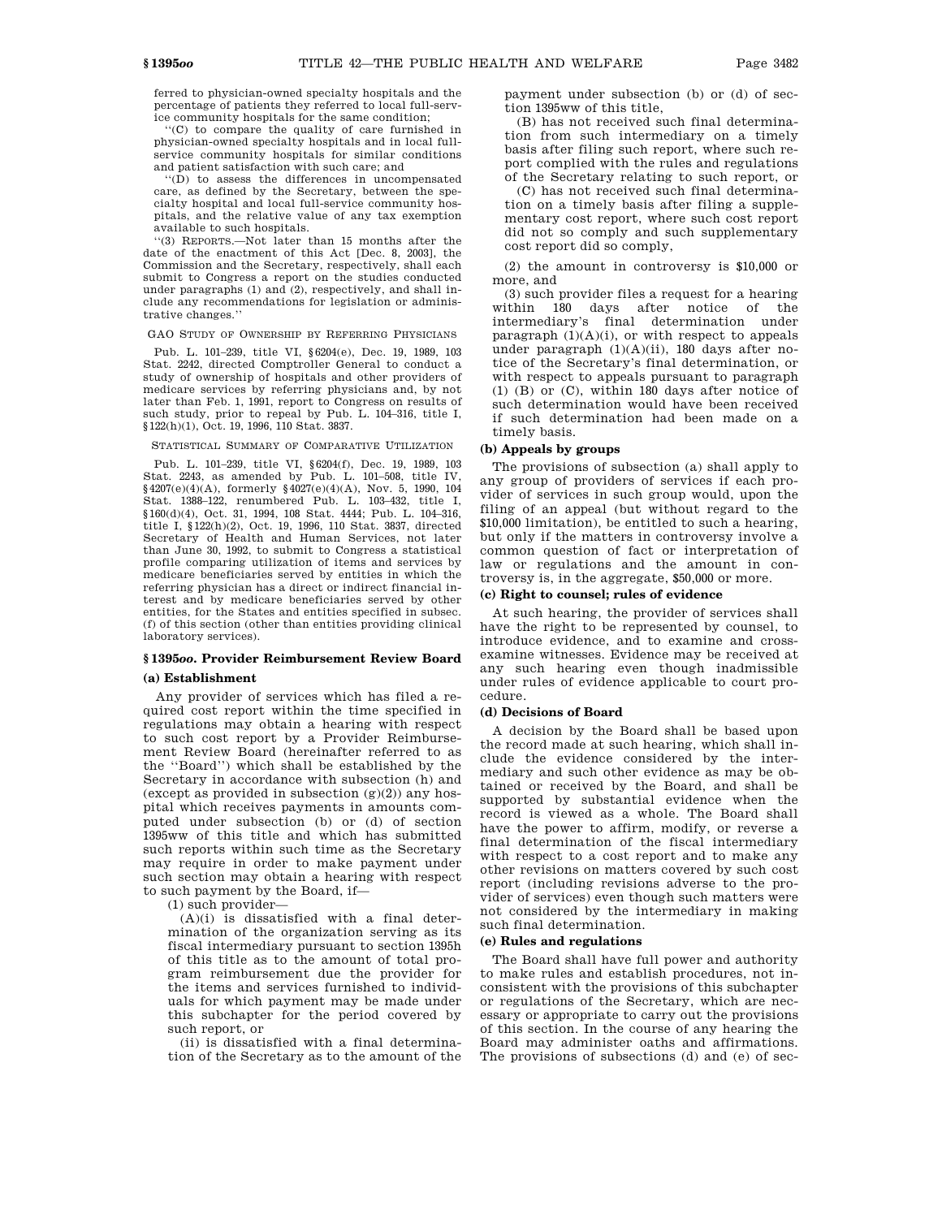ferred to physician-owned specialty hospitals and the percentage of patients they referred to local full-service community hospitals for the same condition;

"(C) to compare the quality of care furnished in physician-owned specialty hospitals and in local full-service community hospitals for similar conditions and patient satisfaction with such care; and

"(D) to assess the differences in uncompensated care, as defined by the Secretary, between the specialty hospital and local full-service community hospitals, and the relative value of any tax exemption available to such hospitals.

"(3) REPORTS.—Not later than 15 months after the date of the enactment of this Act [Dec. 8, 2003], the Commission and the Secretary, respectively, shall each submit to Congress a report on the studies conducted under paragraphs (1) and (2), respectively, and shall include any recommendations for legislation or administrative changes."

GAO STUDY OF OWNERSHIP BY REFERRING PHYSICIANS

Pub. L. 101–239, title VI, §6204(e), Dec. 19, 1989, 103 Stat. 2242, directed Comptroller General to conduct a study of ownership of hospitals and other providers of medicare services by referring physicians and, by not later than Feb. 1, 1991, report to Congress on results of such study, prior to repeal by Pub. L. 104–316, title I, §122(h)(1), Oct. 19, 1996, 110 Stat. 3837.

STATISTICAL SUMMARY OF COMPARATIVE UTILIZATION

Pub. L. 101–239, title VI, §6204(f), Dec. 19, 1989, 103 Stat. 2243, as amended by Pub. L. 101–508, title IV, §4207(e)(4)(A), formerly §4027(e)(4)(A), Nov. 5, 1990, 104 Stat. 1388–122, renumbered Pub. L. 103–432, title I, §160(d)(4), Oct. 31, 1994, 108 Stat. 4444; Pub. L. 104–316, title I, §122(h)(2), Oct. 19, 1996, 110 Stat. 3837, directed Secretary of Health and Human Services, not later than June 30, 1992, to submit to Congress a statistical profile comparing utilization of items and services by medicare beneficiaries served by entities in which the referring physician has a direct or indirect financial interest and by medicare beneficiaries served by other entities, for the States and entities specified in subsec. (f) of this section (other than entities providing clinical laboratory services).

### §1395oo. Provider Reimbursement Review Board

#### (a) Establishment

Any provider of services which has filed a required cost report within the time specified in regulations may obtain a hearing with respect to such cost report by a Provider Reimbursement Review Board (hereinafter referred to as the "Board") which shall be established by the Secretary in accordance with subsection (h) and (except as provided in subsection (g)(2)) any hospital which receives payments in amounts computed under subsection (b) or (d) of section 1395ww of this title and which has submitted such reports within such time as the Secretary may require in order to make payment under such section may obtain a hearing with respect to such payment by the Board, if—

(1) such provider—

(A)(i) is dissatisfied with a final determination of the organization serving as its fiscal intermediary pursuant to section 1395h of this title as to the amount of total program reimbursement due the provider for the items and services furnished to individuals for which payment may be made under this subchapter for the period covered by such report, or

(ii) is dissatisfied with a final determination of the Secretary as to the amount of the payment under subsection (b) or (d) of section 1395ww of this title,

(B) has not received such final determination from such intermediary on a timely basis after filing such report, where such report complied with the rules and regulations of the Secretary relating to such report, or

(C) has not received such final determination on a timely basis after filing a supplementary cost report, where such cost report did not so comply and such supplementary cost report did so comply,

(2) the amount in controversy is $10,000 or more, and

(3) such provider files a request for a hearing within 180 days after notice of the intermediary's final determination under paragraph (1)(A)(i), or with respect to appeals under paragraph (1)(A)(ii), 180 days after notice of the Secretary's final determination, or with respect to appeals pursuant to paragraph (1) (B) or (C), within 180 days after notice of such determination would have been received if such determination had been made on a timely basis.

#### (b) Appeals by groups

The provisions of subsection (a) shall apply to any group of providers of services if each provider of services in such group would, upon the filing of an appeal (but without regard to the $10,000 limitation), be entitled to such a hearing, but only if the matters in controversy involve a common question of fact or interpretation of law or regulations and the amount in controversy is, in the aggregate, $50,000 or more.

#### (c) Right to counsel; rules of evidence

At such hearing, the provider of services shall have the right to be represented by counsel, to introduce evidence, and to examine and cross-examine witnesses. Evidence may be received at any such hearing even though inadmissible under rules of evidence applicable to court procedure.

#### (d) Decisions of Board

A decision by the Board shall be based upon the record made at such hearing, which shall include the evidence considered by the intermediary and such other evidence as may be obtained or received by the Board, and shall be supported by substantial evidence when the record is viewed as a whole. The Board shall have the power to affirm, modify, or reverse a final determination of the fiscal intermediary with respect to a cost report and to make any other revisions on matters covered by such cost report (including revisions adverse to the provider of services) even though such matters were not considered by the intermediary in making such final determination.

#### (e) Rules and regulations

The Board shall have full power and authority to make rules and establish procedures, not inconsistent with the provisions of this subchapter or regulations of the Secretary, which are necessary or appropriate to carry out the provisions of this section. In the course of any hearing the Board may administer oaths and affirmations. The provisions of subsections (d) and (e) of sec-